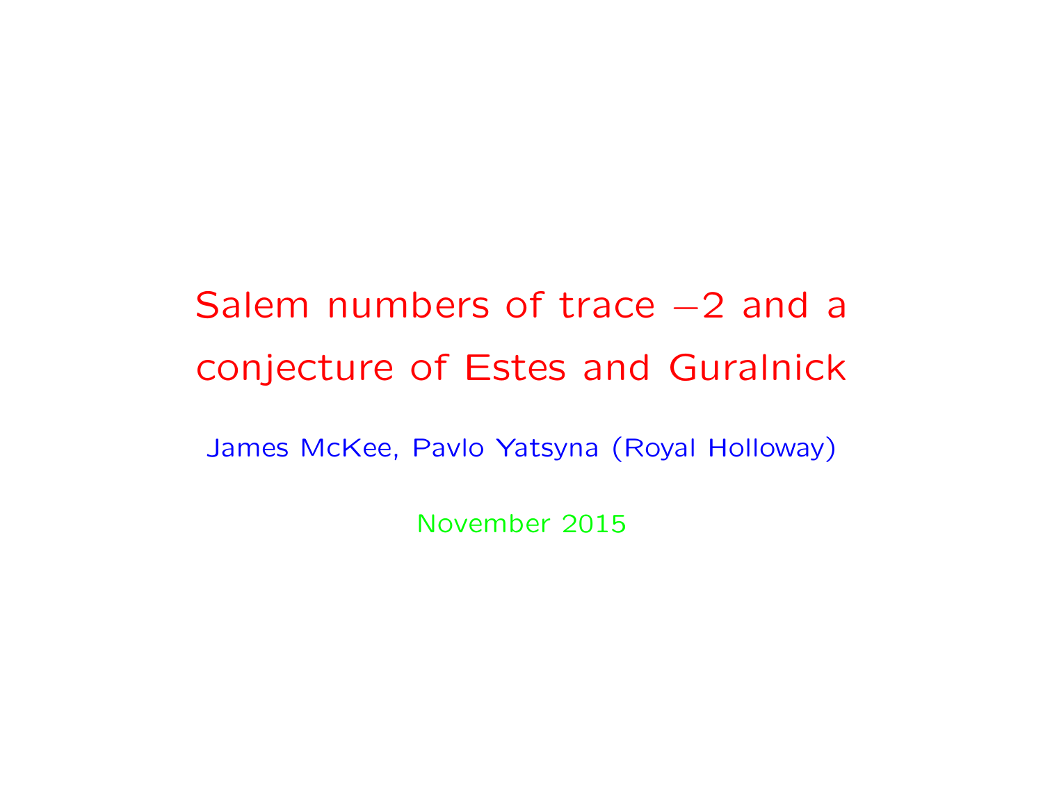# Salem numbers of trace $-2$ and a conjecture of Estes and Guralnick

James McKee, Pavlo Yatsyna (Royal Holloway)

November 2015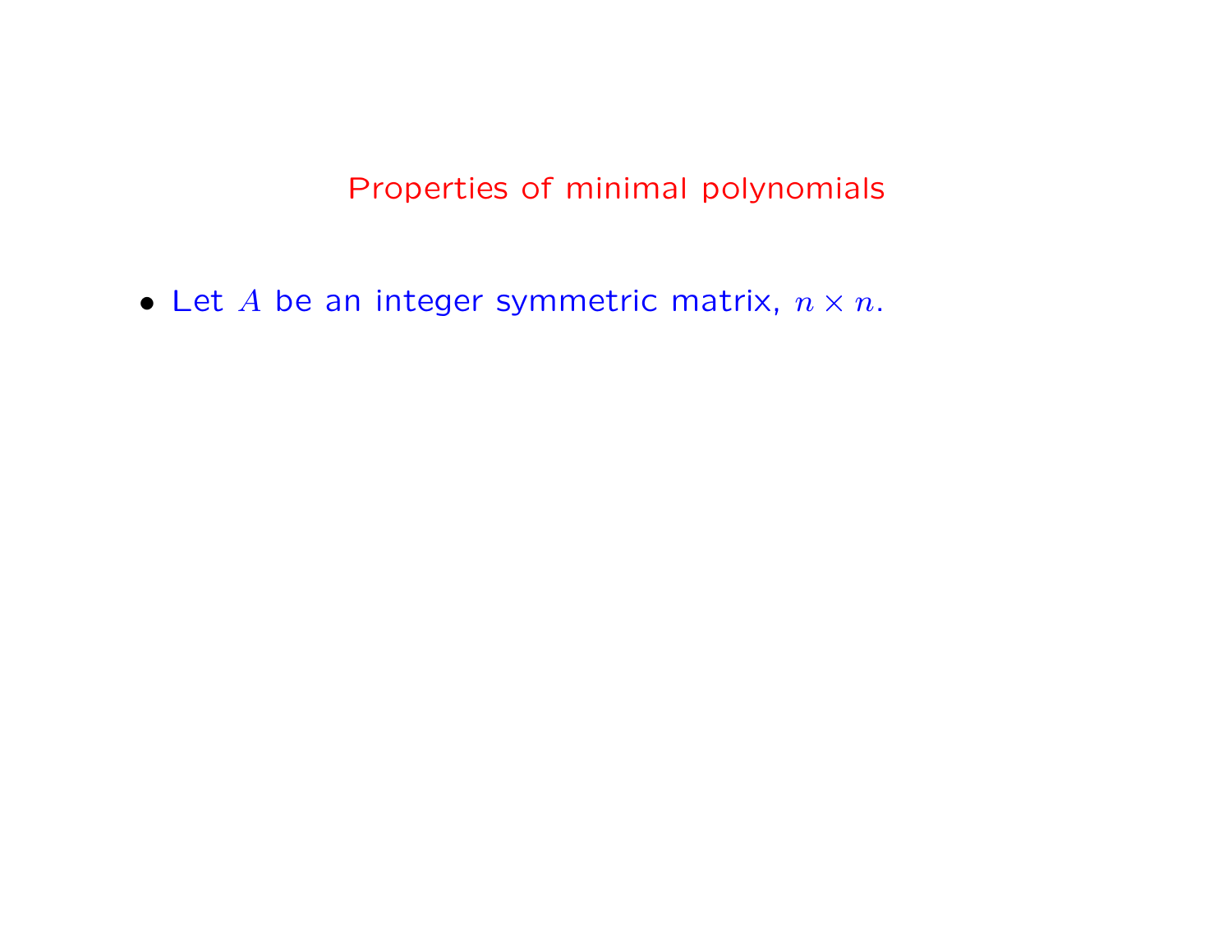# Properties of minimal polynomials

- Let $A$ be an integer symmetric matrix, $n \times n$.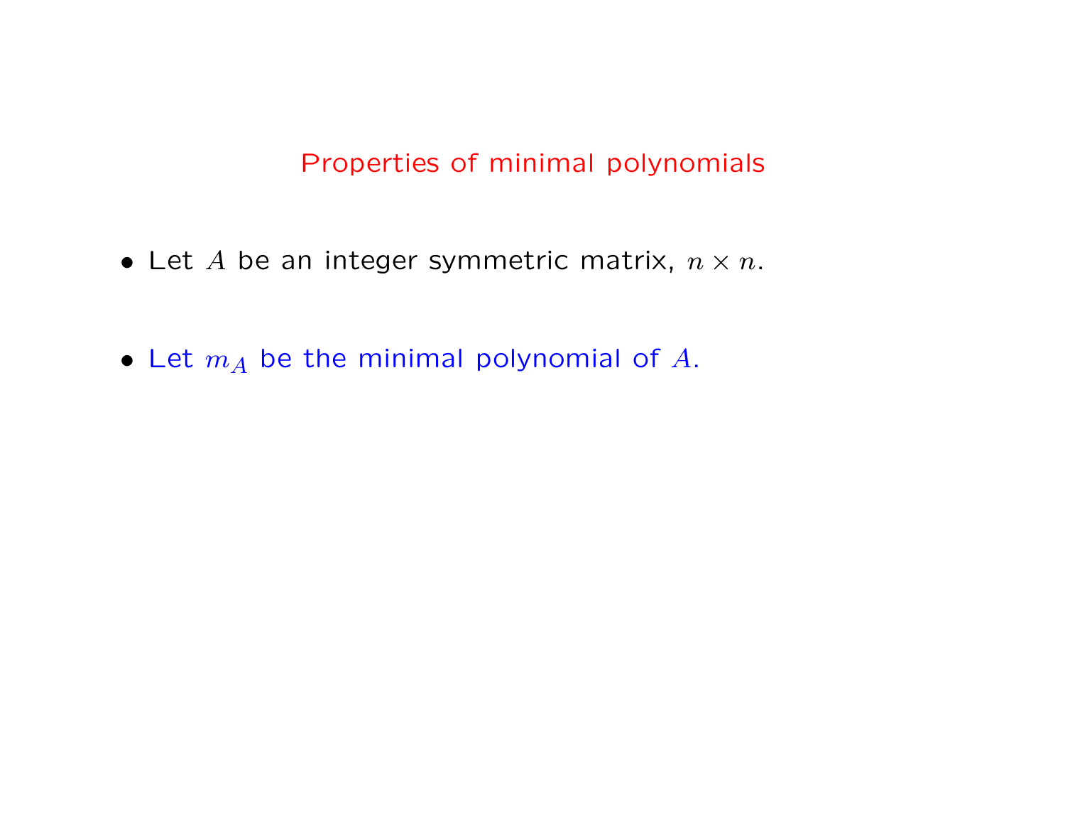## Properties of minimal polynomials

- Let $A$ be an integer symmetric matrix, $n \times n$.
- Let $m_A$ be the minimal polynomial of $A$.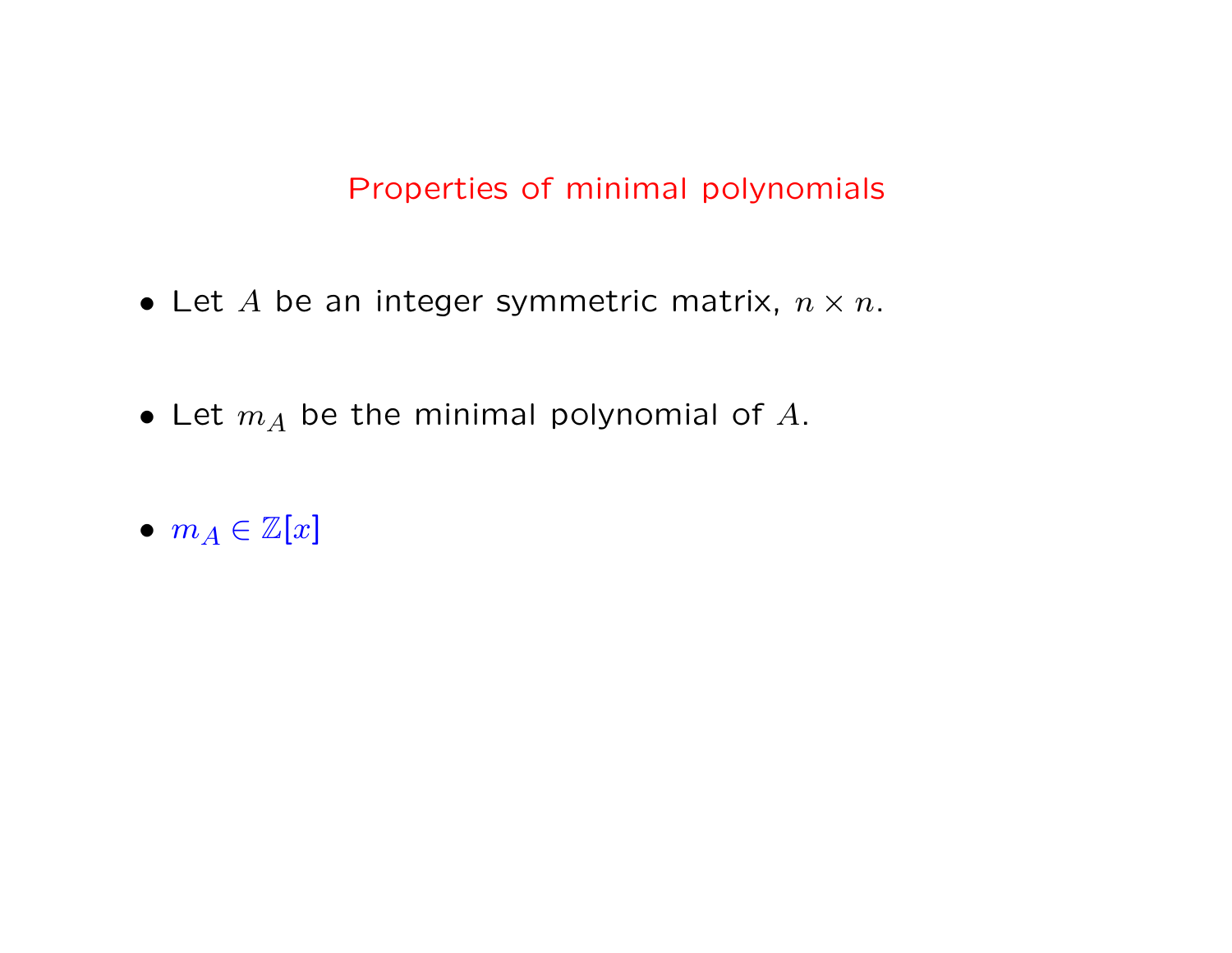## Properties of minimal polynomials

- Let $A$ be an integer symmetric matrix, $n \times n$.

- Let $m_A$ be the minimal polynomial of $A$.

- $m_A \in \mathbb{Z}[x]$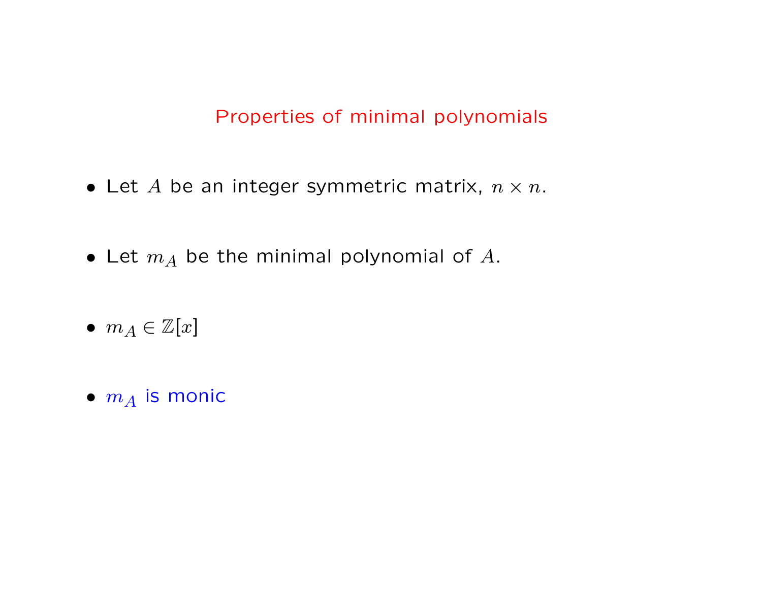## Properties of minimal polynomials

- Let $A$ be an integer symmetric matrix, $n \times n$.
- Let $m_A$ be the minimal polynomial of $A$.
- $m_A \in \mathbb{Z}[x]$
- $m_A$ is monic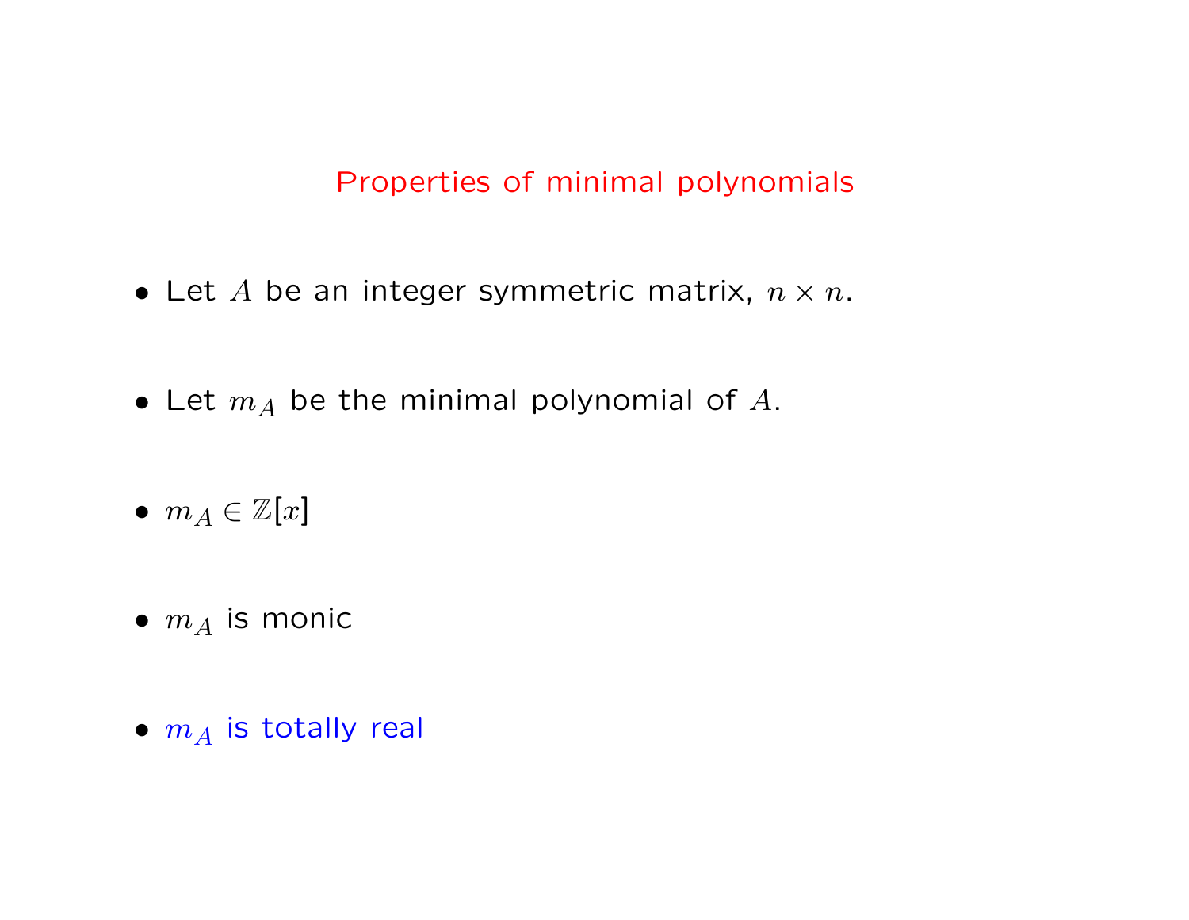## Properties of minimal polynomials

- Let $A$ be an integer symmetric matrix, $n \times n$.
- Let $m_A$ be the minimal polynomial of $A$.
- $m_A \in \mathbb{Z}[x]$
- $m_A$ is monic
- $m_A$ is totally real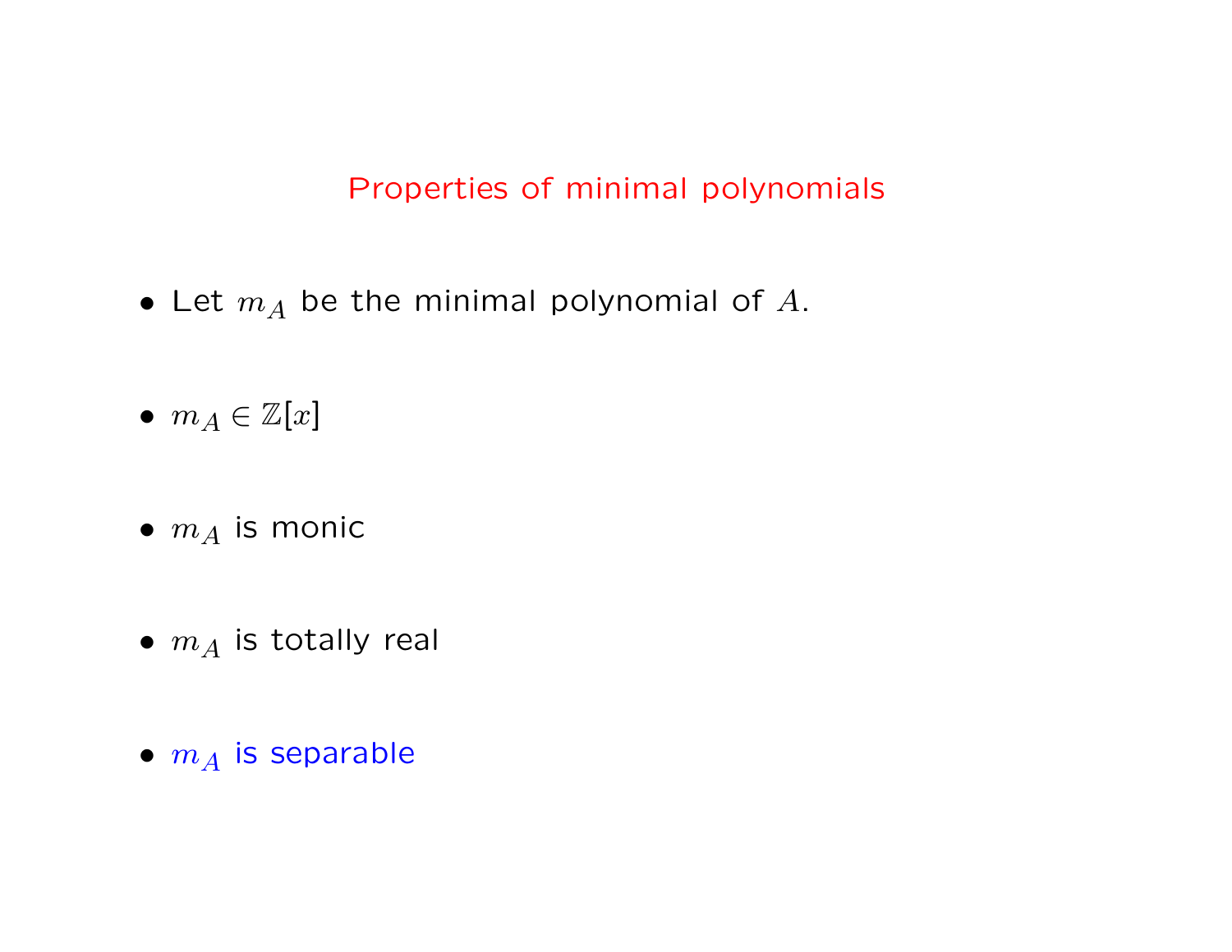## Properties of minimal polynomials

- Let $m_A$ be the minimal polynomial of $A$.

- $m_A \in \mathbb{Z}[x]$

- $m_A$ is monic

- $m_A$ is totally real

- $m_A$ is separable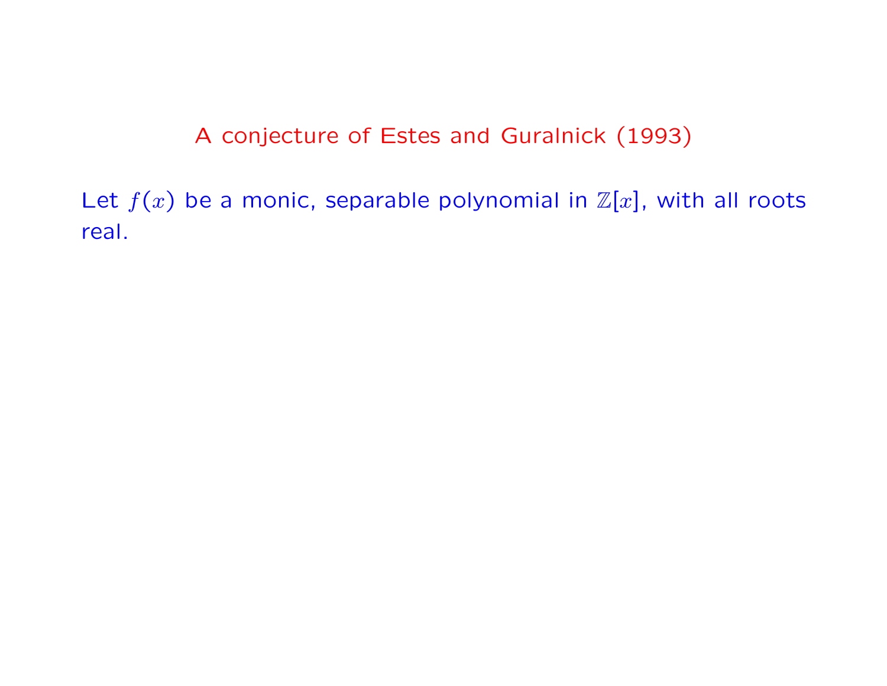## A conjecture of Estes and Guralnick (1993)

Let $f(x)$ be a monic, separable polynomial in $\mathbb{Z}[x]$, with all roots real.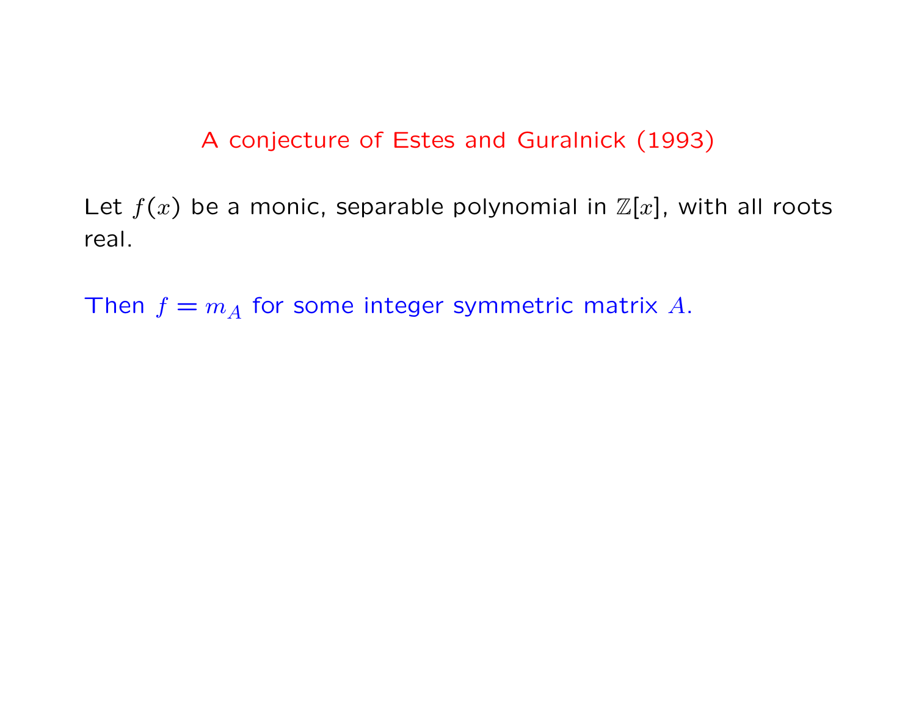## A conjecture of Estes and Guralnick (1993)

Let $f(x)$ be a monic, separable polynomial in $\mathbb{Z}[x]$, with all roots real.

Then $f = m_A$ for some integer symmetric matrix $A$.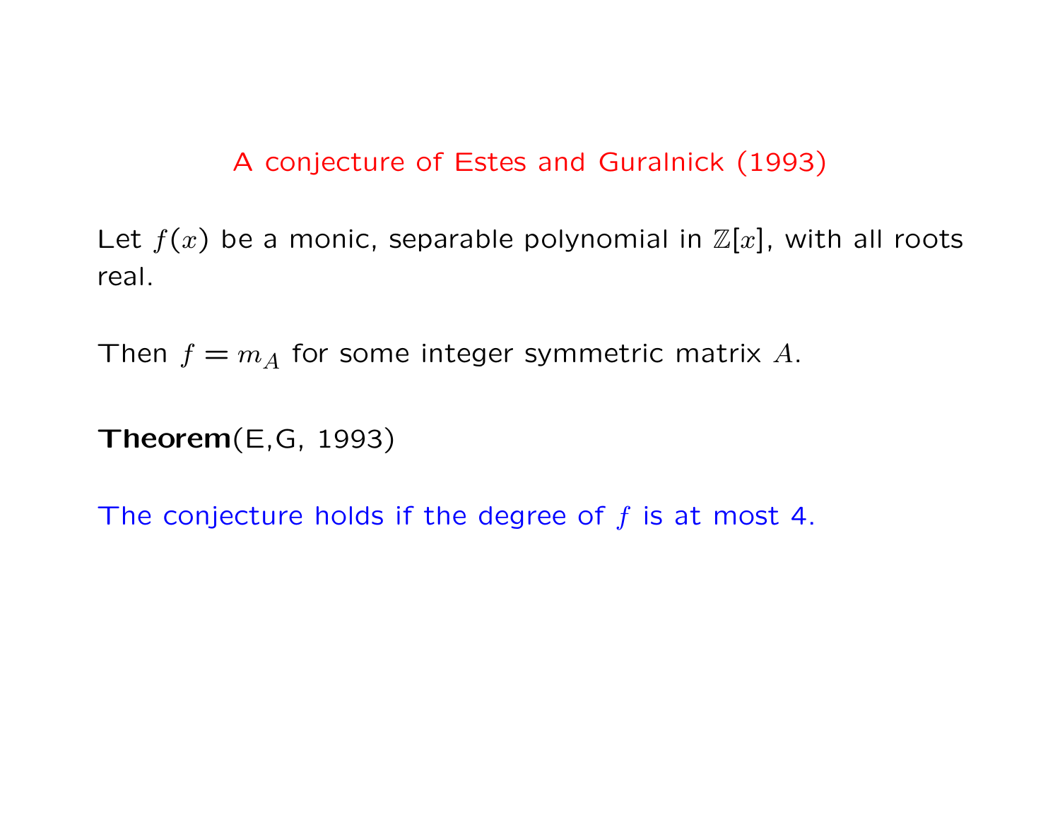## A conjecture of Estes and Guralnick (1993)

Let $f(x)$ be a monic, separable polynomial in $\mathbb{Z}[x]$, with all roots real.

Then $f = m_A$ for some integer symmetric matrix $A$.

**Theorem**(E,G, 1993)

The conjecture holds if the degree of $f$ is at most 4.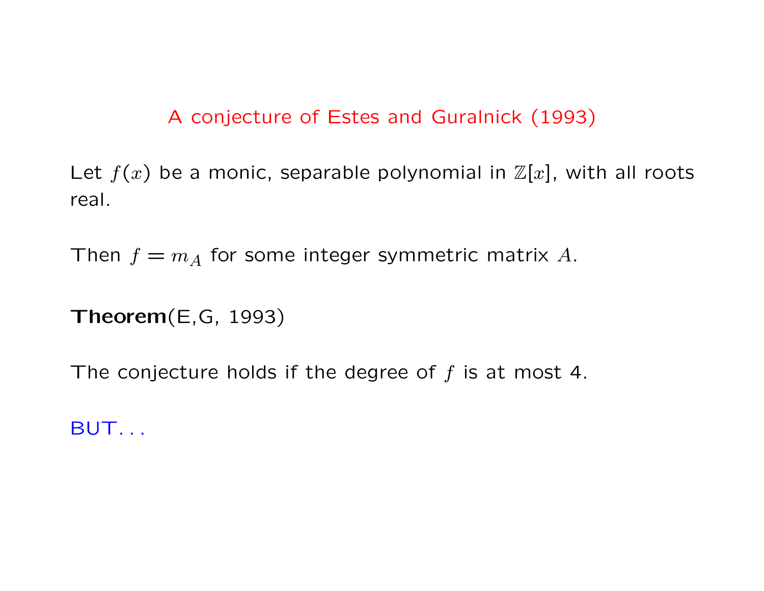## A conjecture of Estes and Guralnick (1993)

Let $f(x)$ be a monic, separable polynomial in $\mathbb{Z}[x]$, with all roots real.

Then $f = m_A$ for some integer symmetric matrix $A$.

**Theorem**(E,G, 1993)

The conjecture holds if the degree of $f$ is at most 4.

BUT. . .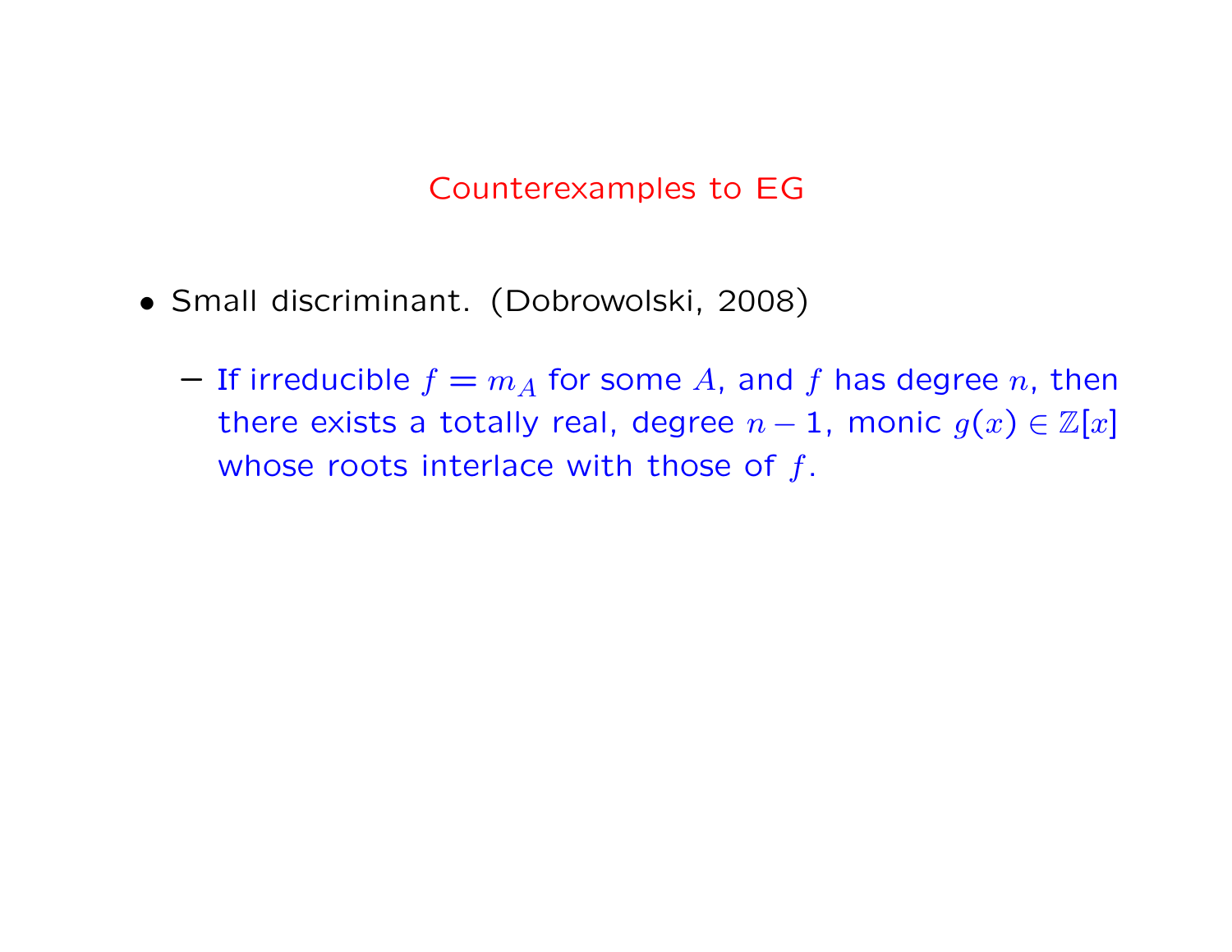## Counterexamples to EG

- Small discriminant. (Dobrowolski, 2008)
  - If irreducible $f = m_A$ for some $A$, and $f$ has degree $n$, then there exists a totally real, degree $n-1$, monic $g(x) \in \mathbb{Z}[x]$ whose roots interlace with those of $f$.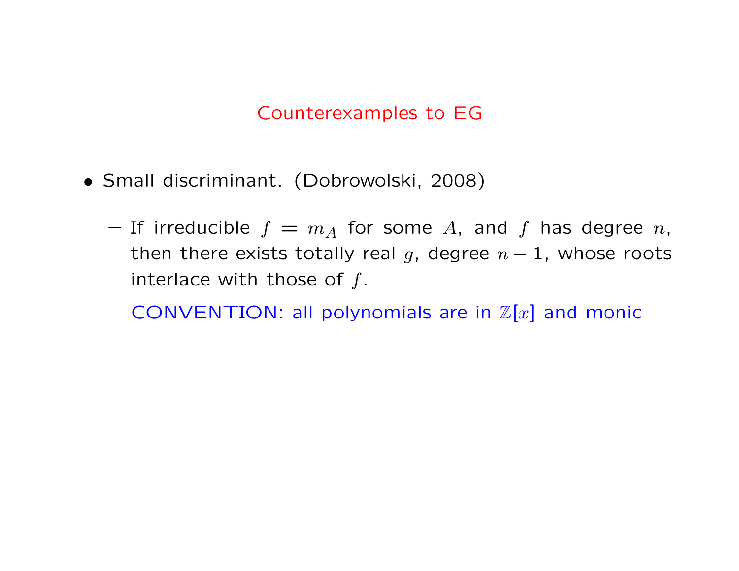## Counterexamples to EG

- Small discriminant. (Dobrowolski, 2008)
  - If irreducible $f = m_A$ for some $A$, and $f$ has degree $n$, then there exists totally real $g$, degree $n-1$, whose roots interlace with those of $f$.

    CONVENTION: all polynomials are in $\mathbb{Z}[x]$ and monic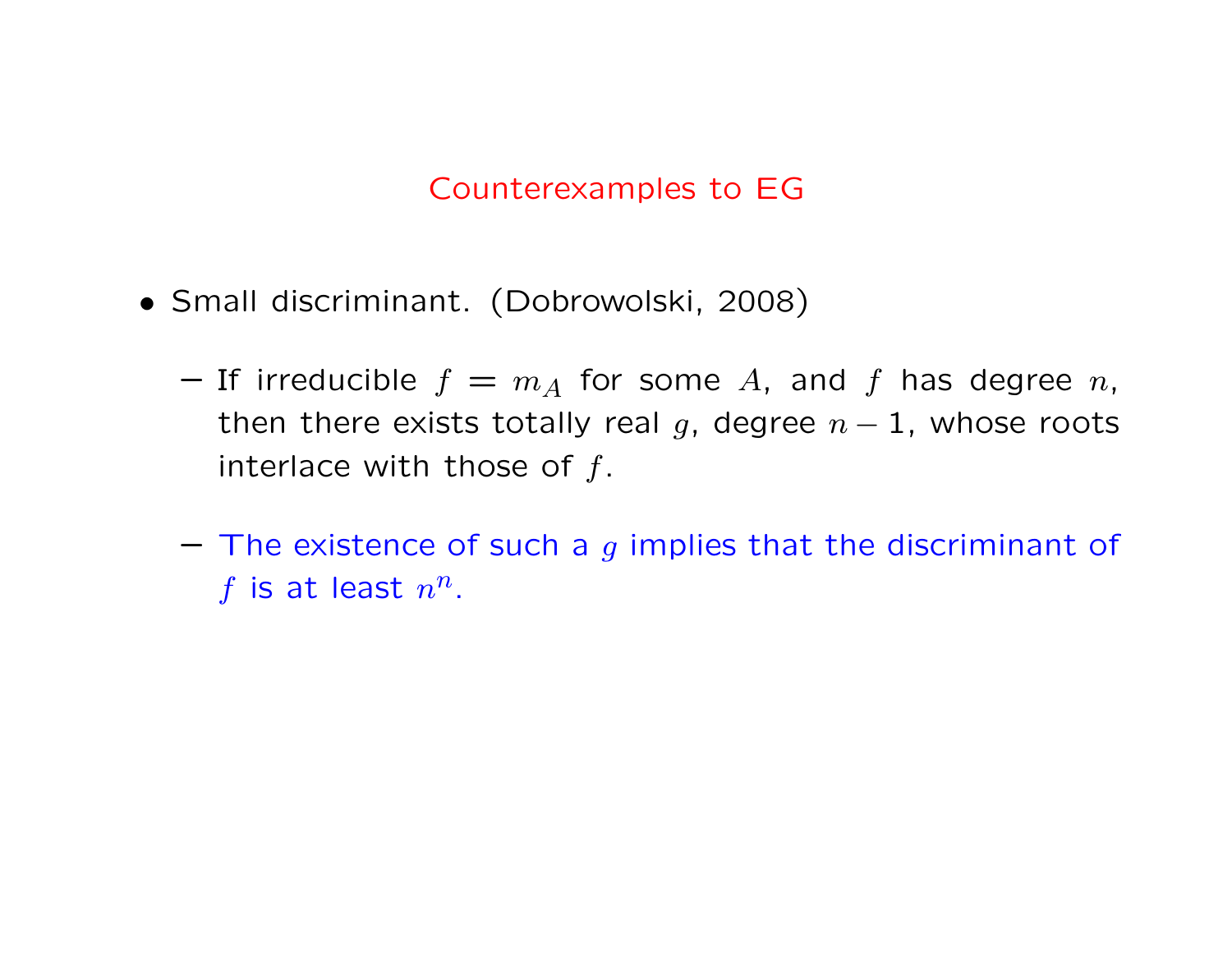## Counterexamples to EG

- Small discriminant. (Dobrowolski, 2008)
  - If irreducible $f = m_A$ for some $A$, and $f$ has degree $n$, then there exists totally real $g$, degree $n-1$, whose roots interlace with those of $f$.
  - The existence of such a $g$ implies that the discriminant of $f$ is at least $n^n$.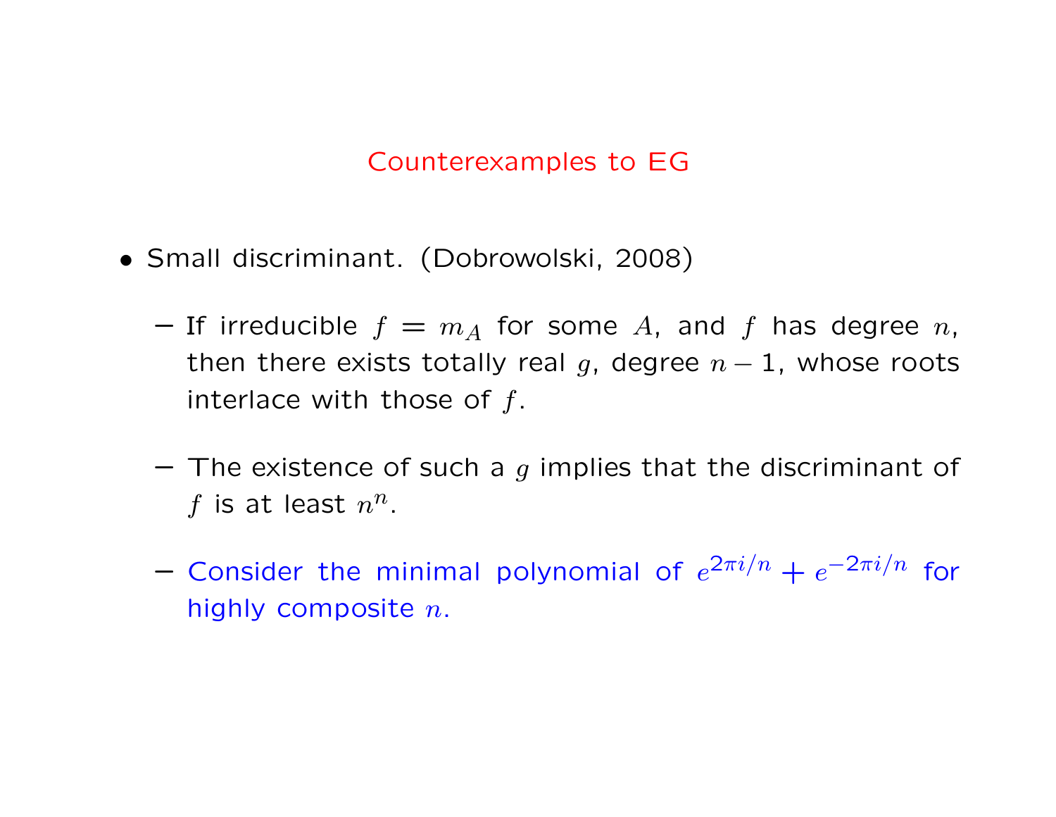## Counterexamples to EG

- Small discriminant. (Dobrowolski, 2008)
  - If irreducible $f = m_A$ for some $A$, and $f$ has degree $n$, then there exists totally real $g$, degree $n-1$, whose roots interlace with those of $f$.
  - The existence of such a $g$ implies that the discriminant of $f$ is at least $n^n$.
  - Consider the minimal polynomial of $e^{2\pi i/n} + e^{-2\pi i/n}$ for highly composite $n$.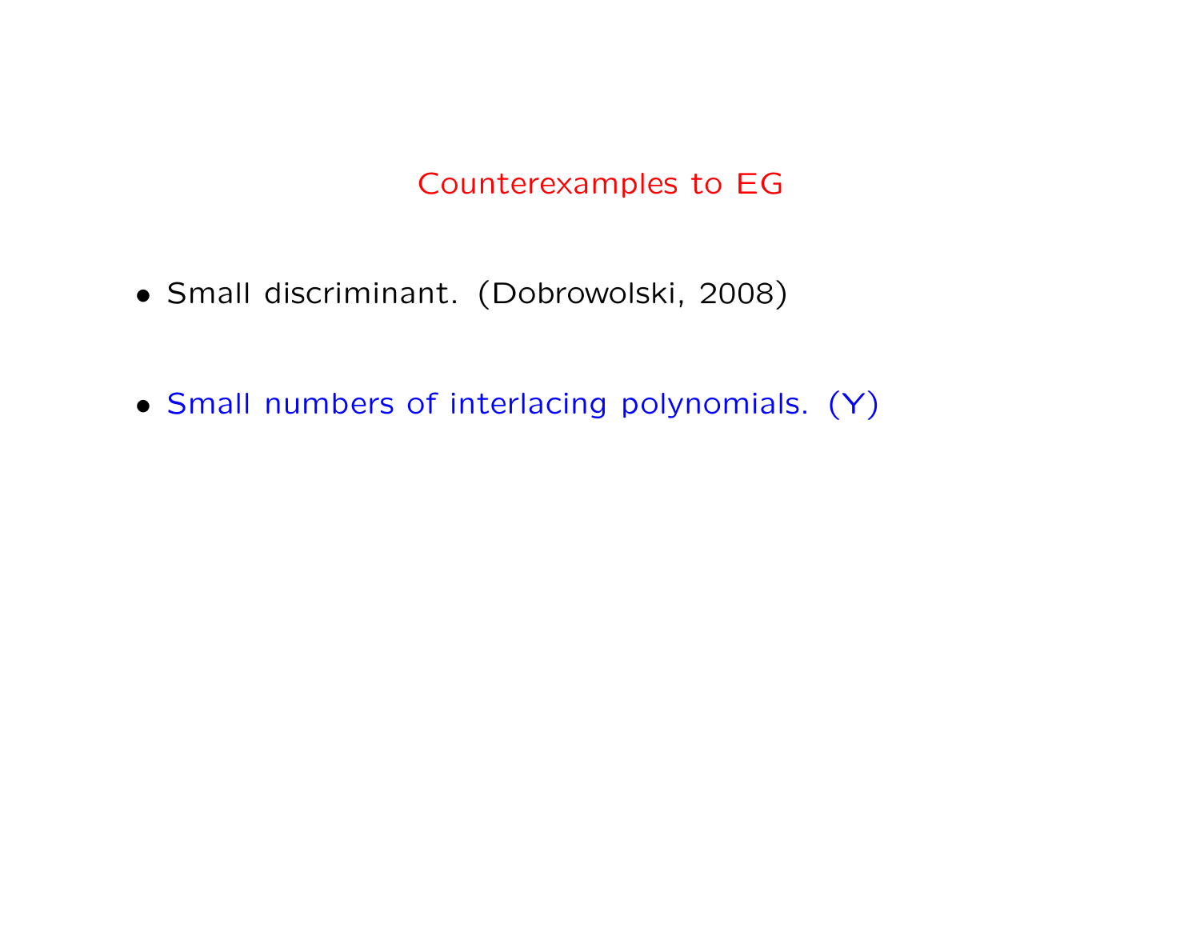## Counterexamples to EG

- Small discriminant. (Dobrowolski, 2008)
- Small numbers of interlacing polynomials. (Y)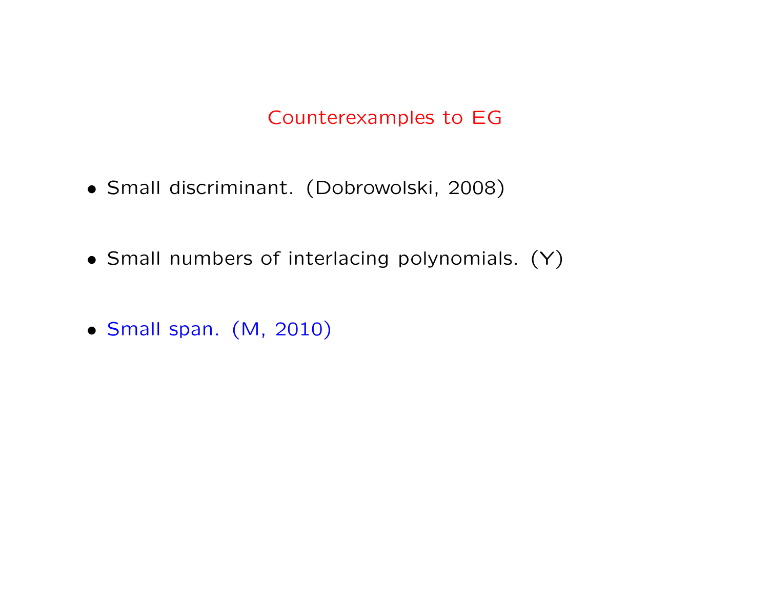## Counterexamples to EG

- Small discriminant. (Dobrowolski, 2008)
- Small numbers of interlacing polynomials. (Y)
- Small span. (M, 2010)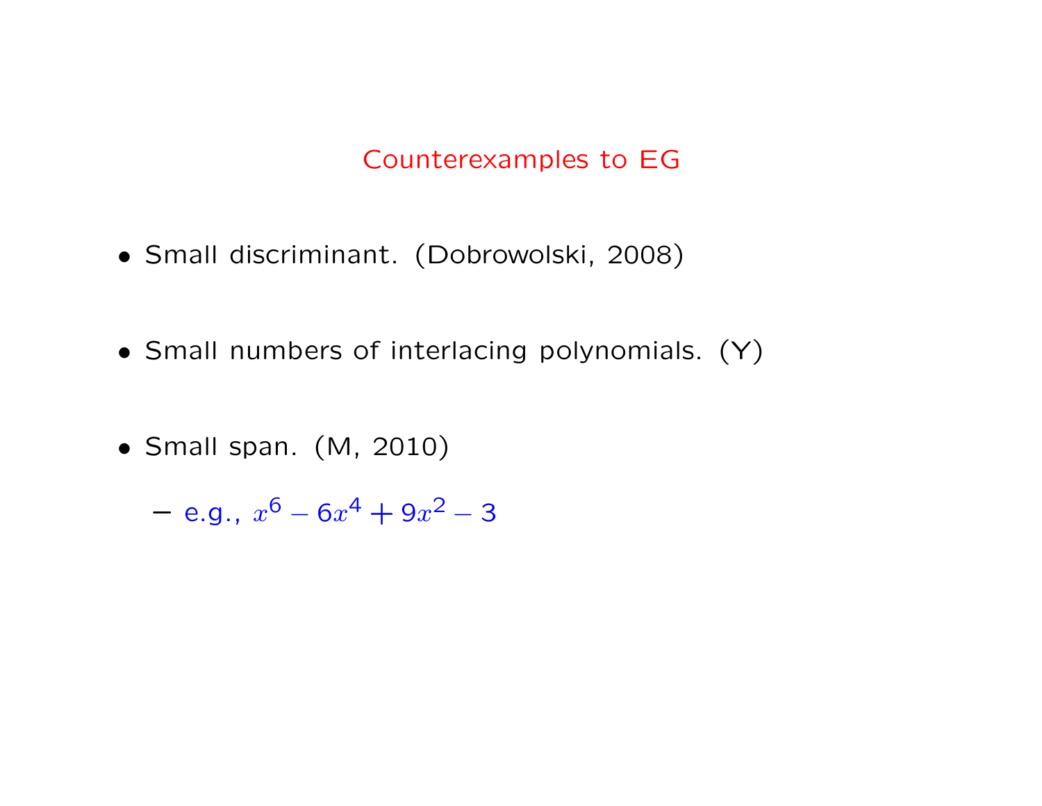# Counterexamples to EG

- Small discriminant. (Dobrowolski, 2008)
- Small numbers of interlacing polynomials. (Y)
- Small span. (M, 2010)
  - e.g., $x^6 - 6x^4 + 9x^2 - 3$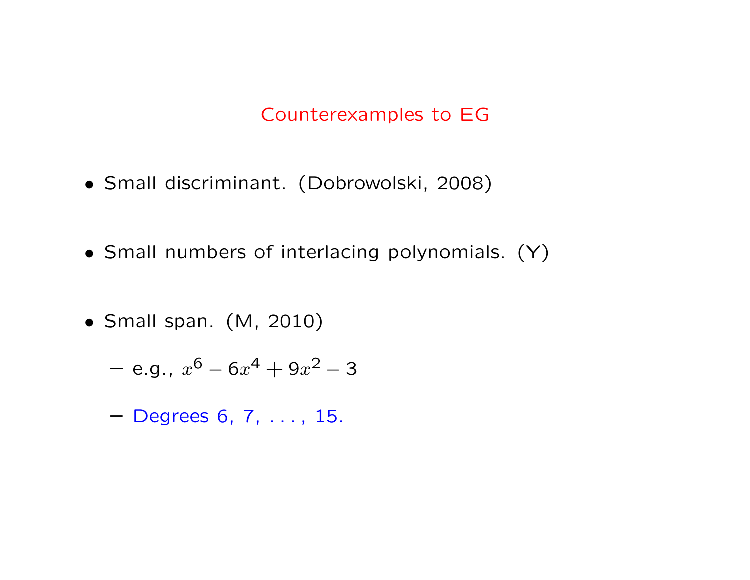## Counterexamples to EG

- Small discriminant. (Dobrowolski, 2008)

- Small numbers of interlacing polynomials. (Y)

- Small span. (M, 2010)
  - e.g., $x^6 - 6x^4 + 9x^2 - 3$
  - Degrees 6, 7, . . . , 15.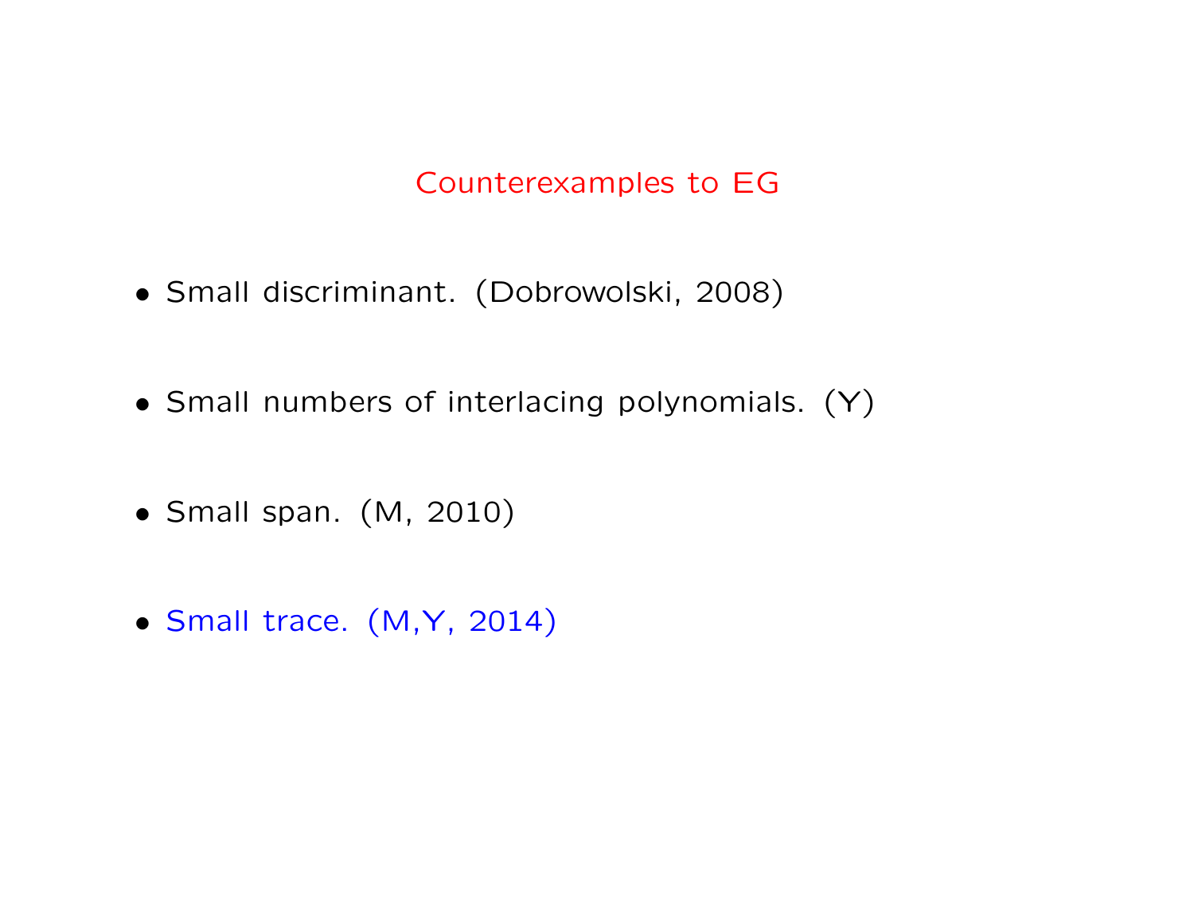## Counterexamples to EG

- Small discriminant. (Dobrowolski, 2008)

- Small numbers of interlacing polynomials. (Y)

- Small span. (M, 2010)

- Small trace. (M,Y, 2014)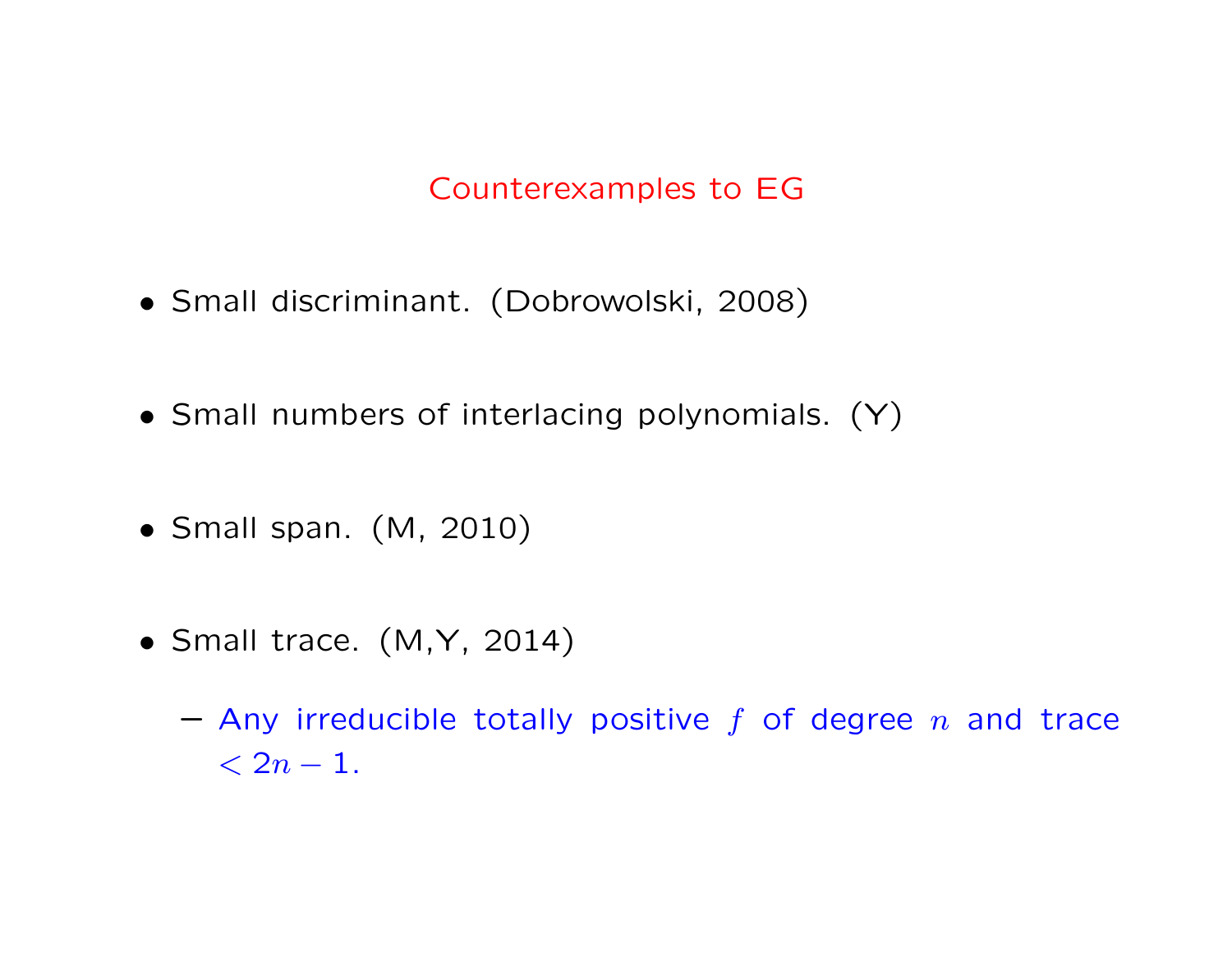## Counterexamples to EG

- Small discriminant. (Dobrowolski, 2008)

- Small numbers of interlacing polynomials. (Y)

- Small span. (M, 2010)

- Small trace. (M,Y, 2014)

  – Any irreducible totally positive $f$ of degree $n$ and trace $< 2n - 1$.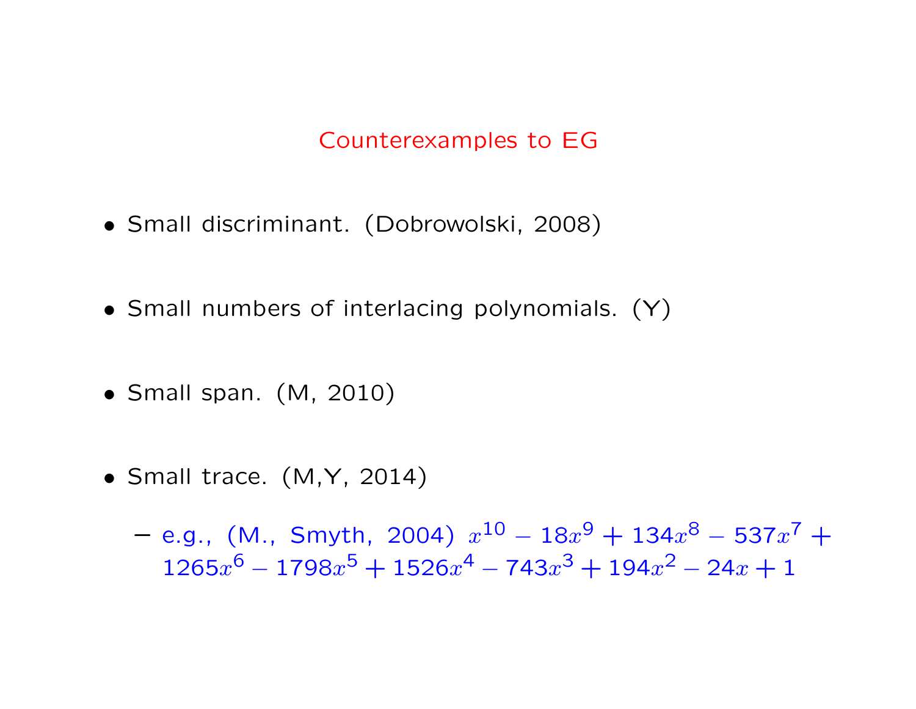## Counterexamples to EG

- Small discriminant. (Dobrowolski, 2008)
- Small numbers of interlacing polynomials. (Y)
- Small span. (M, 2010)
- Small trace. (M,Y, 2014)
  - e.g., (M., Smyth, 2004) $x^{10} - 18x^9 + 134x^8 - 537x^7 + 1265x^6 - 1798x^5 + 1526x^4 - 743x^3 + 194x^2 - 24x + 1$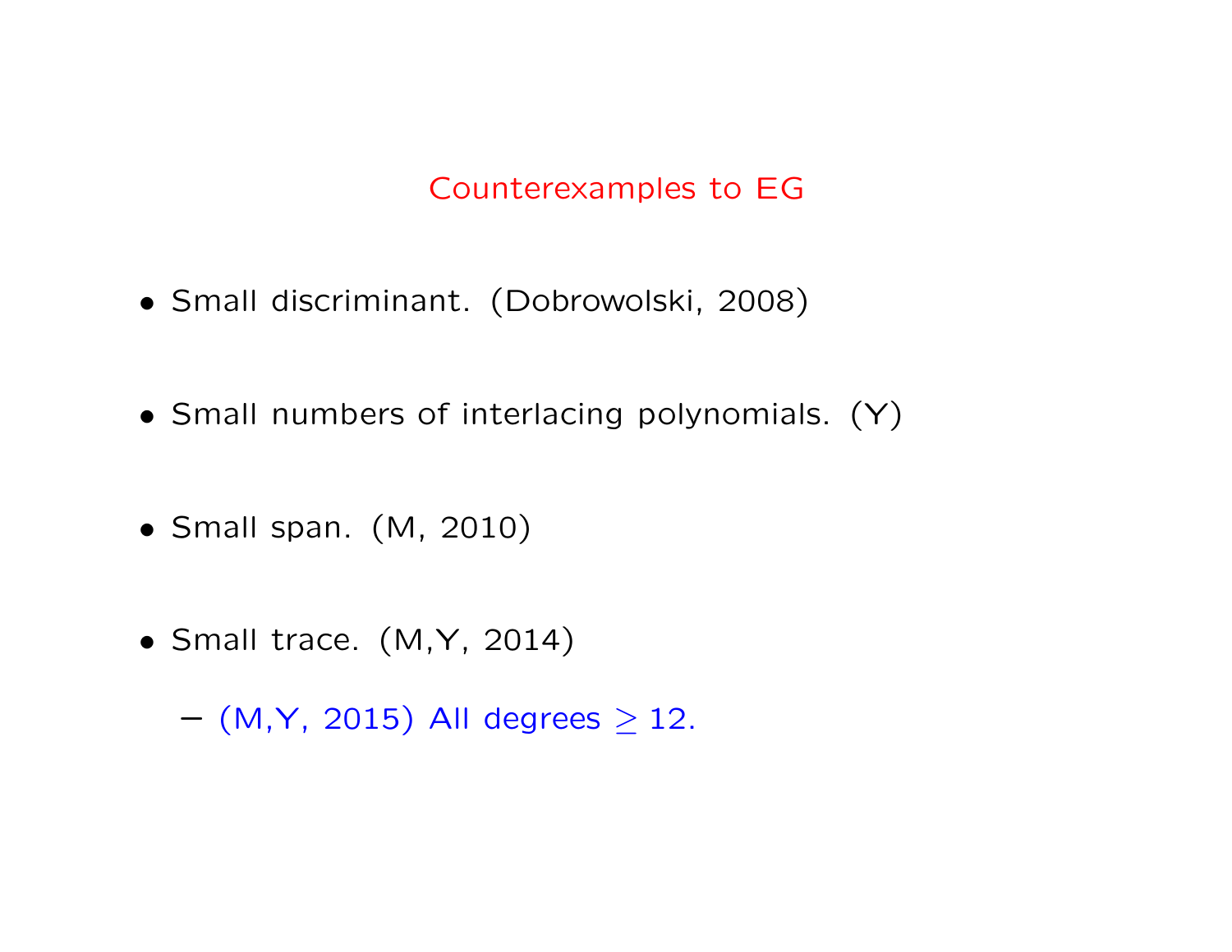## Counterexamples to EG

- Small discriminant. (Dobrowolski, 2008)

- Small numbers of interlacing polynomials. (Y)

- Small span. (M, 2010)

- Small trace. (M,Y, 2014)

  - (M,Y, 2015) All degrees $\geq 12$.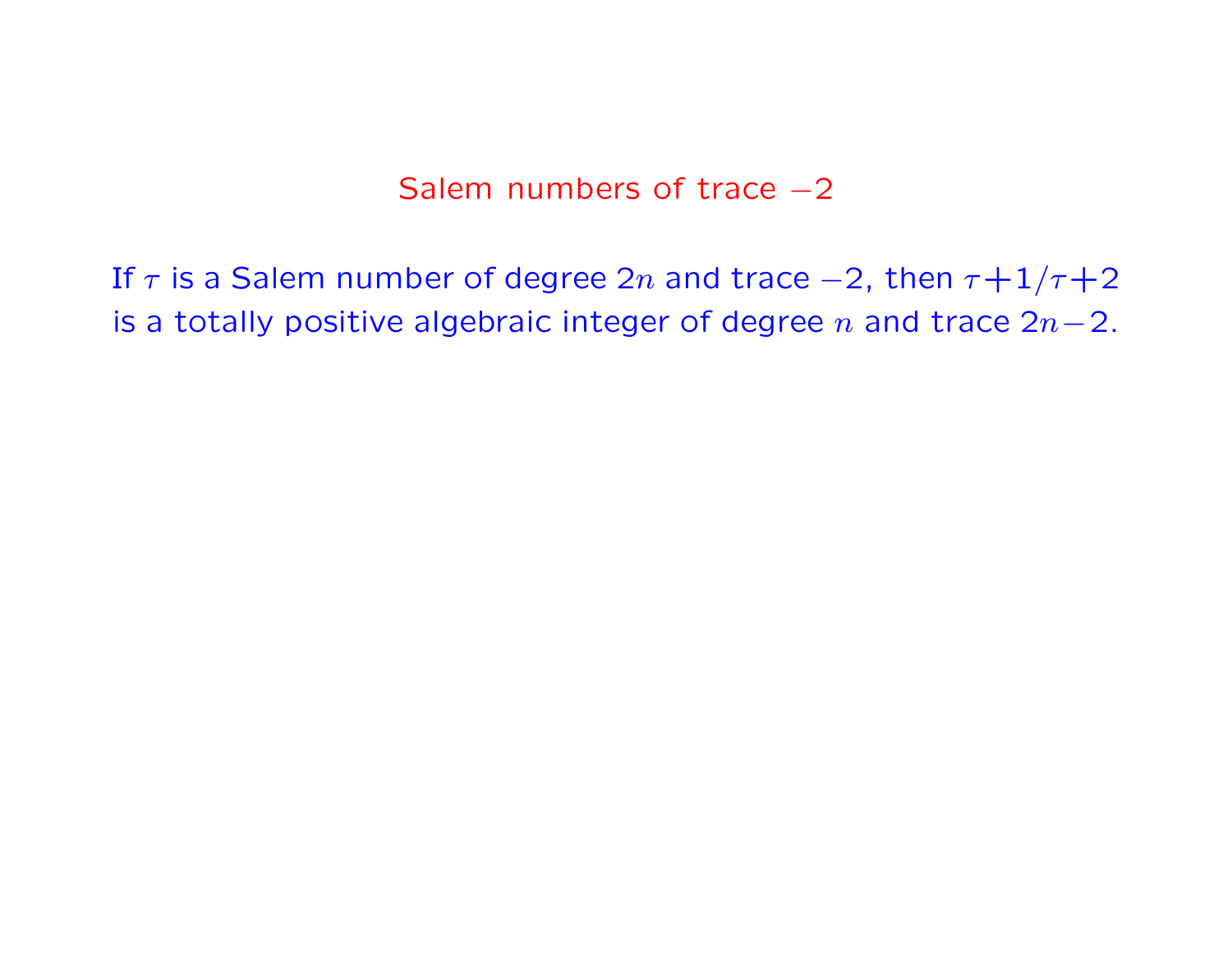# Salem numbers of trace $-2$

If $\tau$ is a Salem number of degree $2n$ and trace $-2$, then $\tau+1/\tau+2$ is a totally positive algebraic integer of degree $n$ and trace $2n-2$.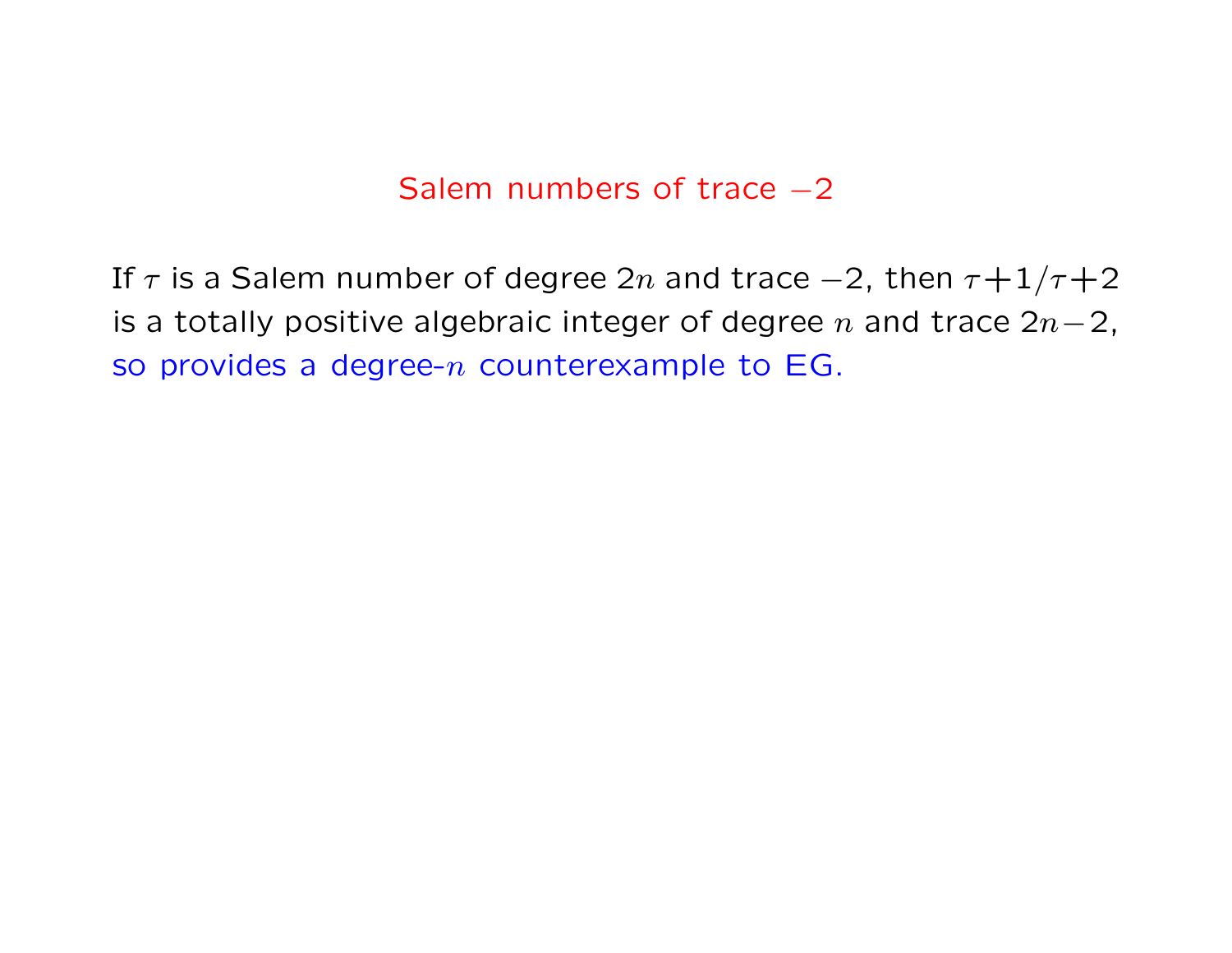## Salem numbers of trace $-2$

If $\tau$ is a Salem number of degree $2n$ and trace $-2$, then $\tau+1/\tau+2$ is a totally positive algebraic integer of degree $n$ and trace $2n-2$, so provides a degree-$n$ counterexample to EG.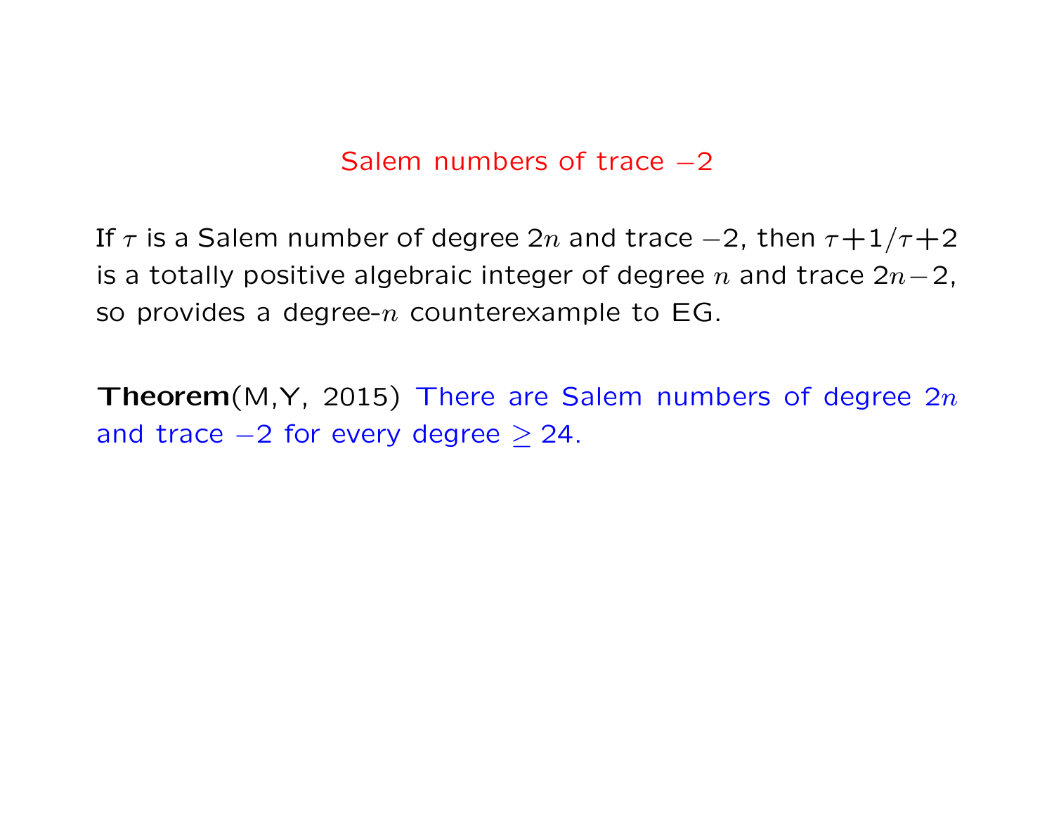## Salem numbers of trace $-2$

If $\tau$ is a Salem number of degree $2n$ and trace $-2$, then $\tau+1/\tau+2$ is a totally positive algebraic integer of degree $n$ and trace $2n-2$, so provides a degree-$n$ counterexample to EG.

**Theorem**(M,Y, 2015) There are Salem numbers of degree $2n$ and trace $-2$ for every degree $\geq 24$.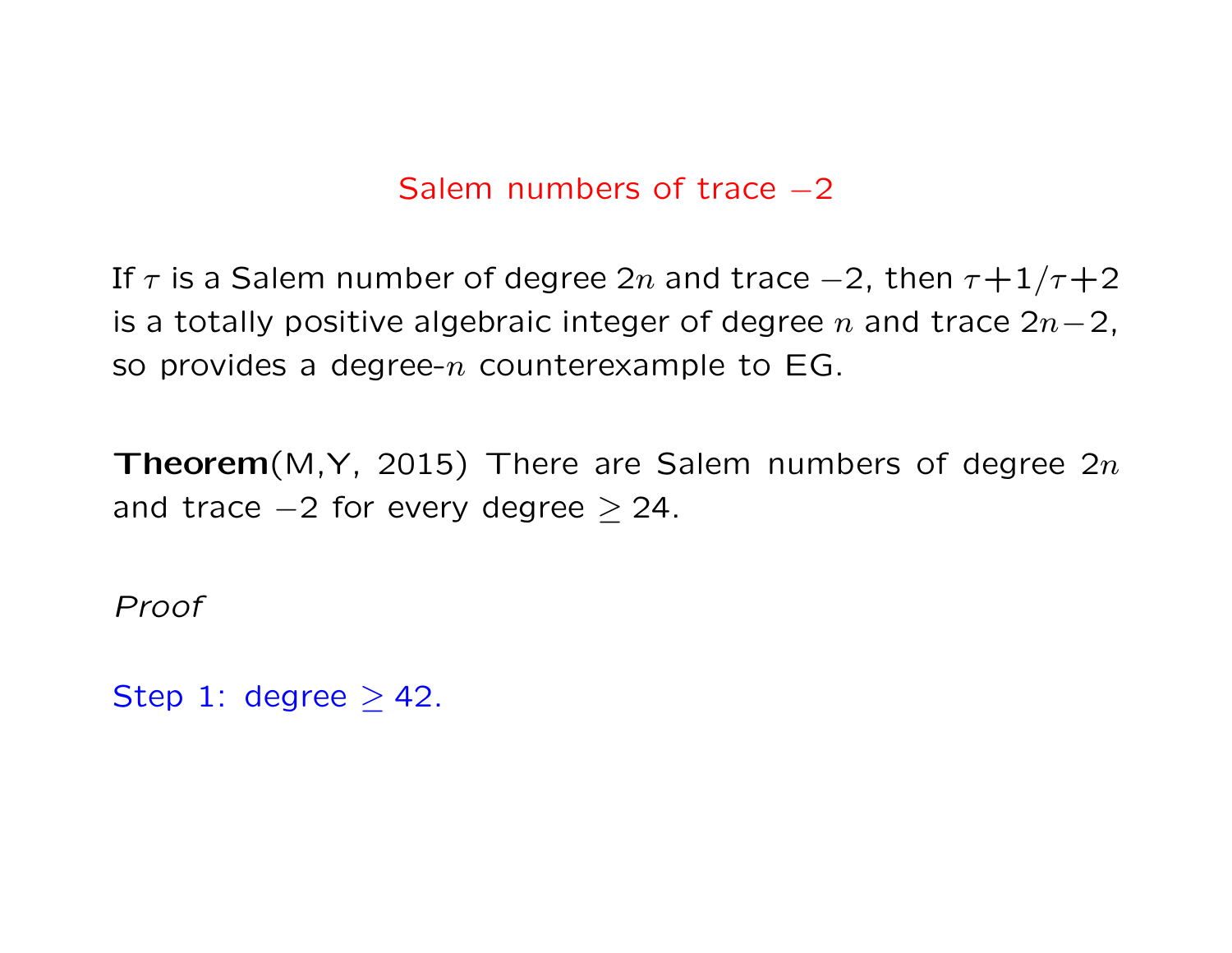## Salem numbers of trace $-2$

If $\tau$ is a Salem number of degree $2n$ and trace $-2$, then $\tau+1/\tau+2$ is a totally positive algebraic integer of degree $n$ and trace $2n-2$, so provides a degree-$n$ counterexample to EG.

**Theorem**(M,Y, 2015) There are Salem numbers of degree $2n$ and trace $-2$ for every degree $\geq 24$.

*Proof*

Step 1: degree $\geq 42$.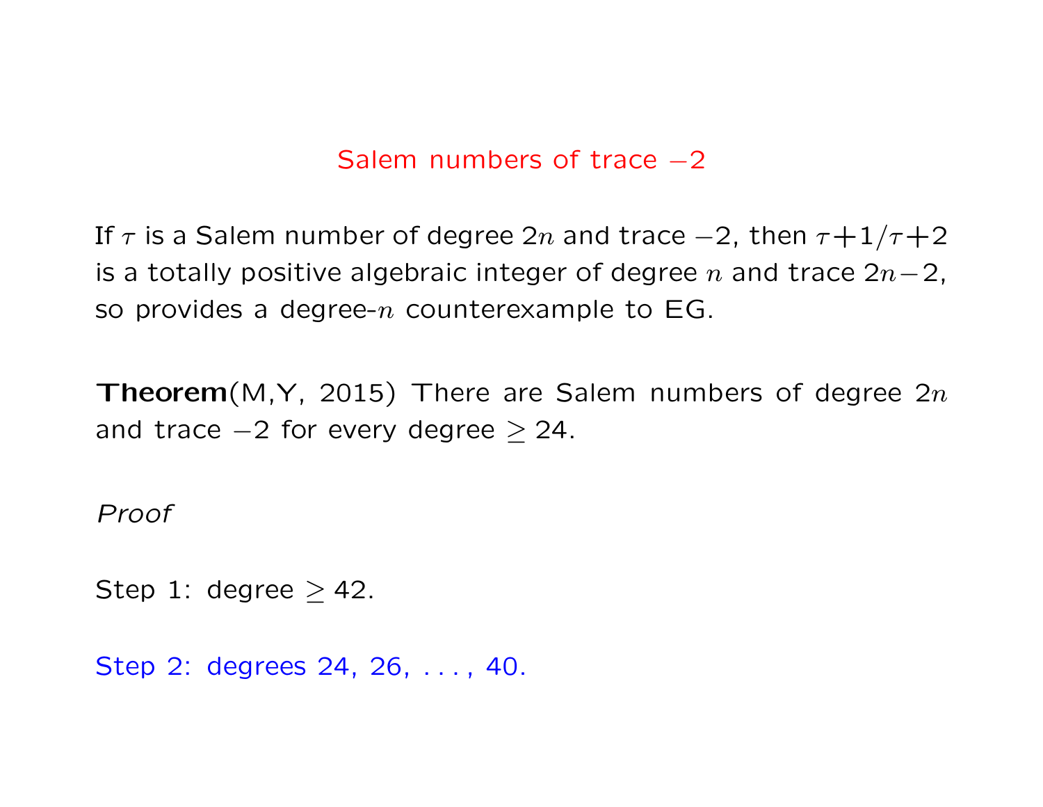## Salem numbers of trace $-2$

If $\tau$ is a Salem number of degree $2n$ and trace $-2$, then $\tau+1/\tau+2$ is a totally positive algebraic integer of degree $n$ and trace $2n-2$, so provides a degree-$n$ counterexample to EG.

**Theorem**(M,Y, 2015) There are Salem numbers of degree $2n$ and trace $-2$ for every degree $\geq 24$.

*Proof*

Step 1: degree $\geq 42$.

Step 2: degrees 24, 26, . . . , 40.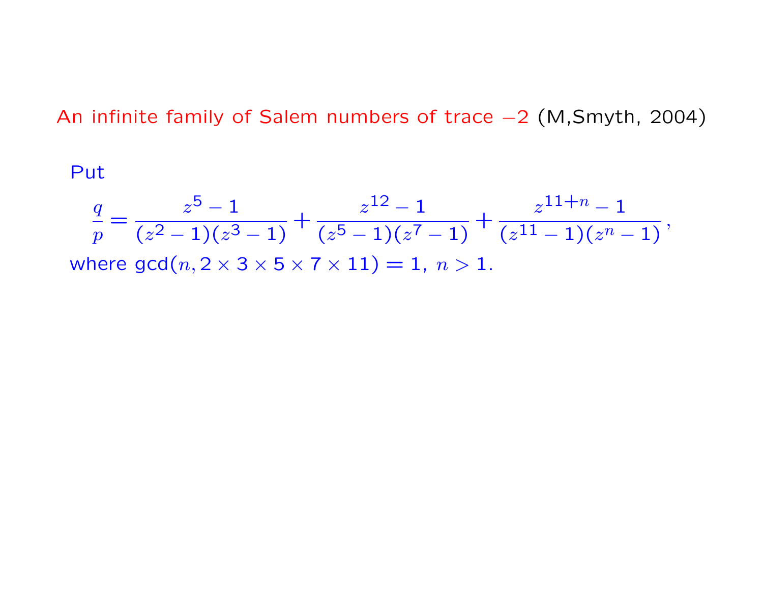## An infinite family of Salem numbers of trace $-2$ (M,Smyth, 2004)

Put

$$\frac{q}{p} = \frac{z^5 - 1}{(z^2-1)(z^3-1)} + \frac{z^{12}-1}{(z^5-1)(z^7-1)} + \frac{z^{11+n}-1}{(z^{11}-1)(z^n-1)},$$

where $\gcd(n, 2 \times 3 \times 5 \times 7 \times 11) = 1$, $n > 1$.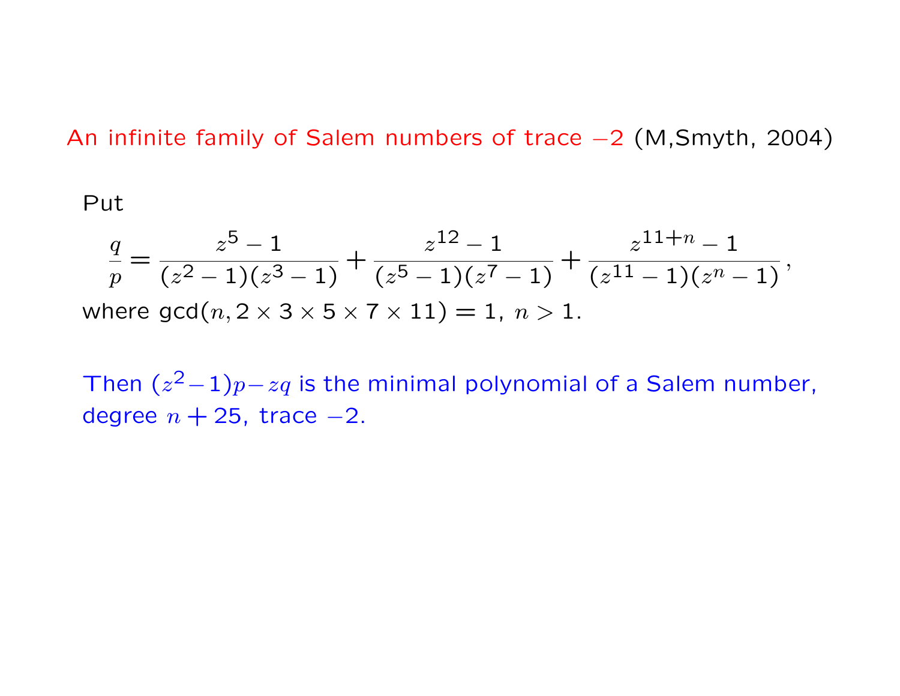## An infinite family of Salem numbers of trace $-2$ (M,Smyth, 2004)

Put

$$\frac{q}{p} = \frac{z^5 - 1}{(z^2 - 1)(z^3 - 1)} + \frac{z^{12} - 1}{(z^5 - 1)(z^7 - 1)} + \frac{z^{11+n} - 1}{(z^{11} - 1)(z^n - 1)},$$

where $\gcd(n, 2 \times 3 \times 5 \times 7 \times 11) = 1$, $n > 1$.

Then $(z^2 - 1)p - zq$ is the minimal polynomial of a Salem number, degree $n + 25$, trace $-2$.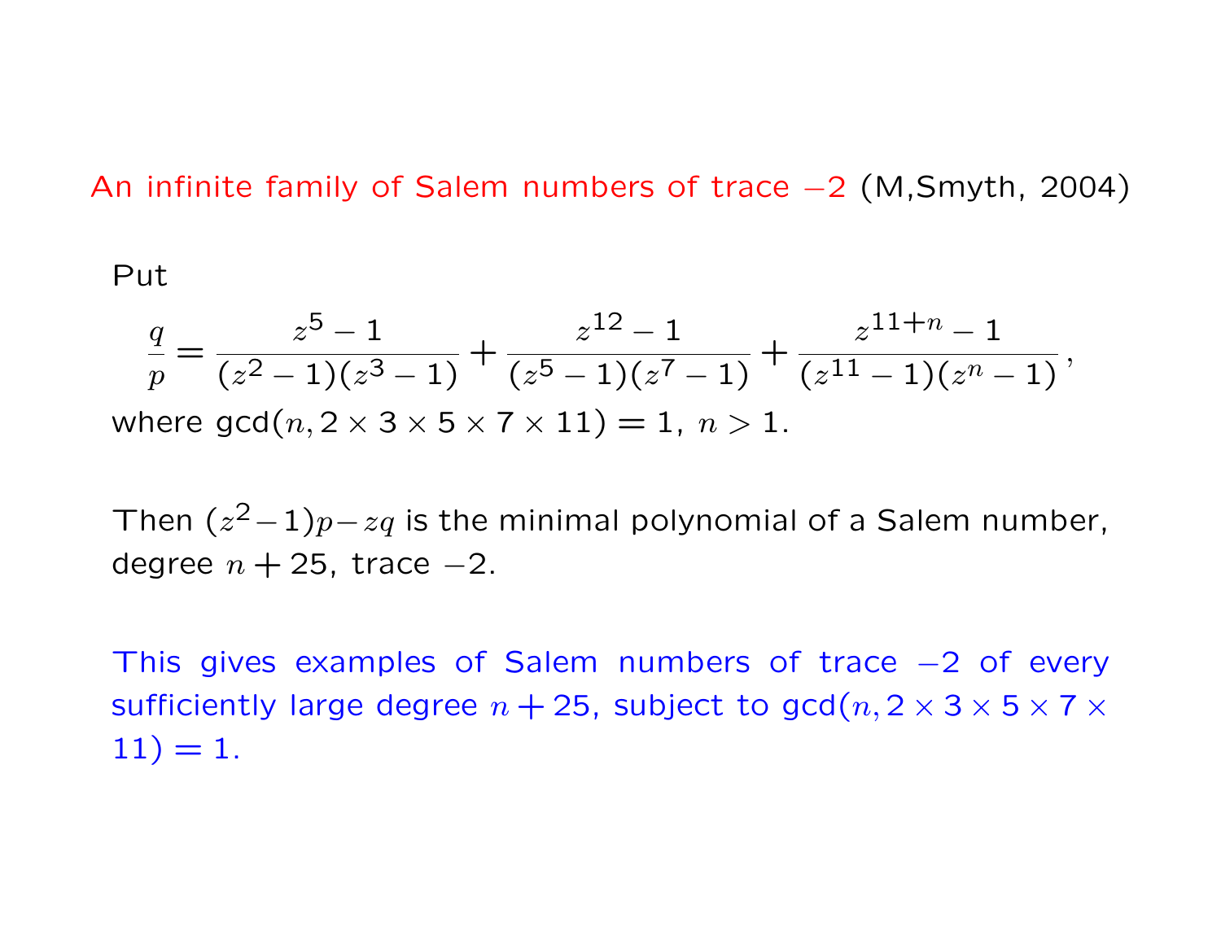## An infinite family of Salem numbers of trace $-2$ (M,Smyth, 2004)

Put

$$\frac{q}{p} = \frac{z^5 - 1}{(z^2 - 1)(z^3 - 1)} + \frac{z^{12} - 1}{(z^5 - 1)(z^7 - 1)} + \frac{z^{11+n} - 1}{(z^{11} - 1)(z^n - 1)},$$

where $\gcd(n, 2 \times 3 \times 5 \times 7 \times 11) = 1$, $n > 1$.

Then $(z^2 - 1)p - zq$ is the minimal polynomial of a Salem number, degree $n + 25$, trace $-2$.

This gives examples of Salem numbers of trace $-2$ of every sufficiently large degree $n + 25$, subject to $\gcd(n, 2 \times 3 \times 5 \times 7 \times 11) = 1$.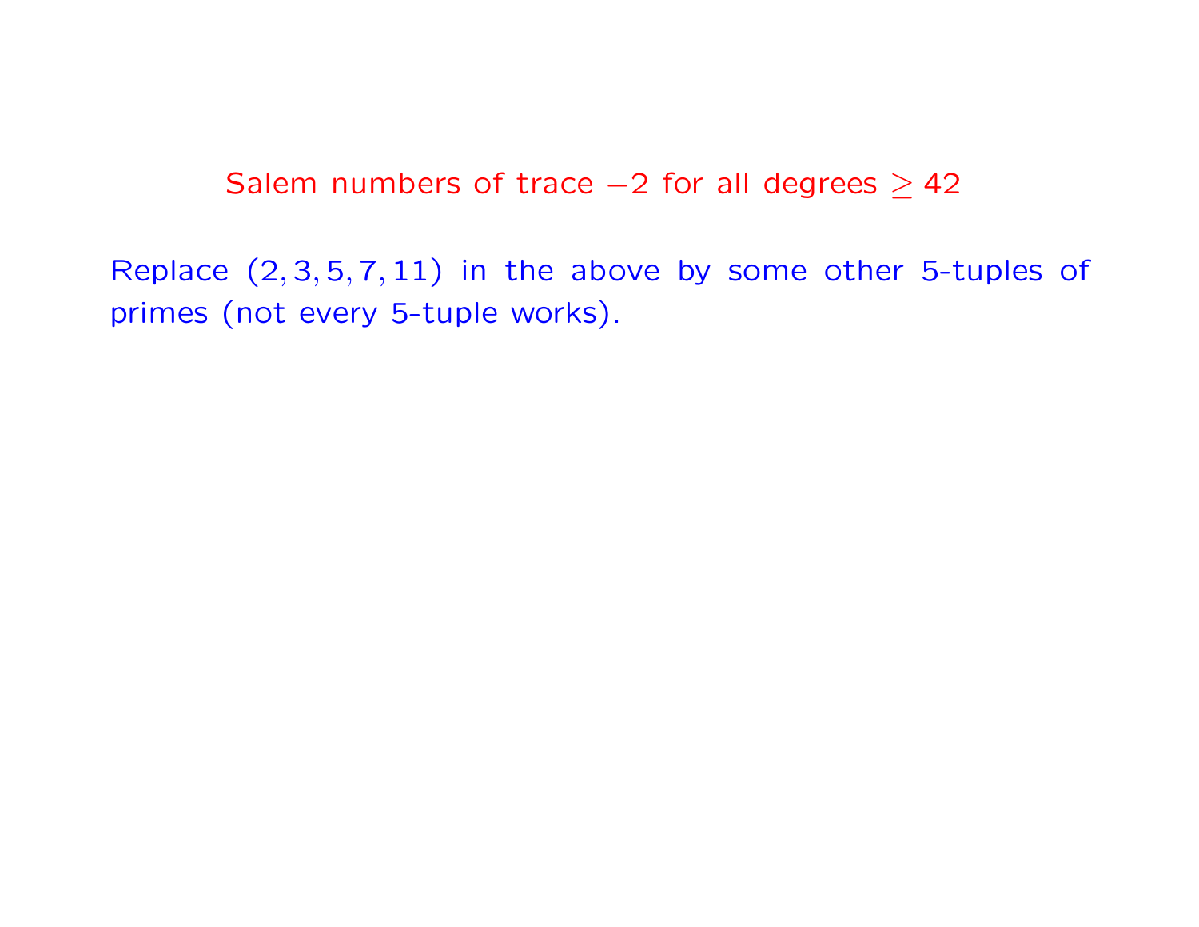## Salem numbers of trace $-2$ for all degrees $\geq 42$

Replace $(2, 3, 5, 7, 11)$ in the above by some other 5-tuples of primes (not every 5-tuple works).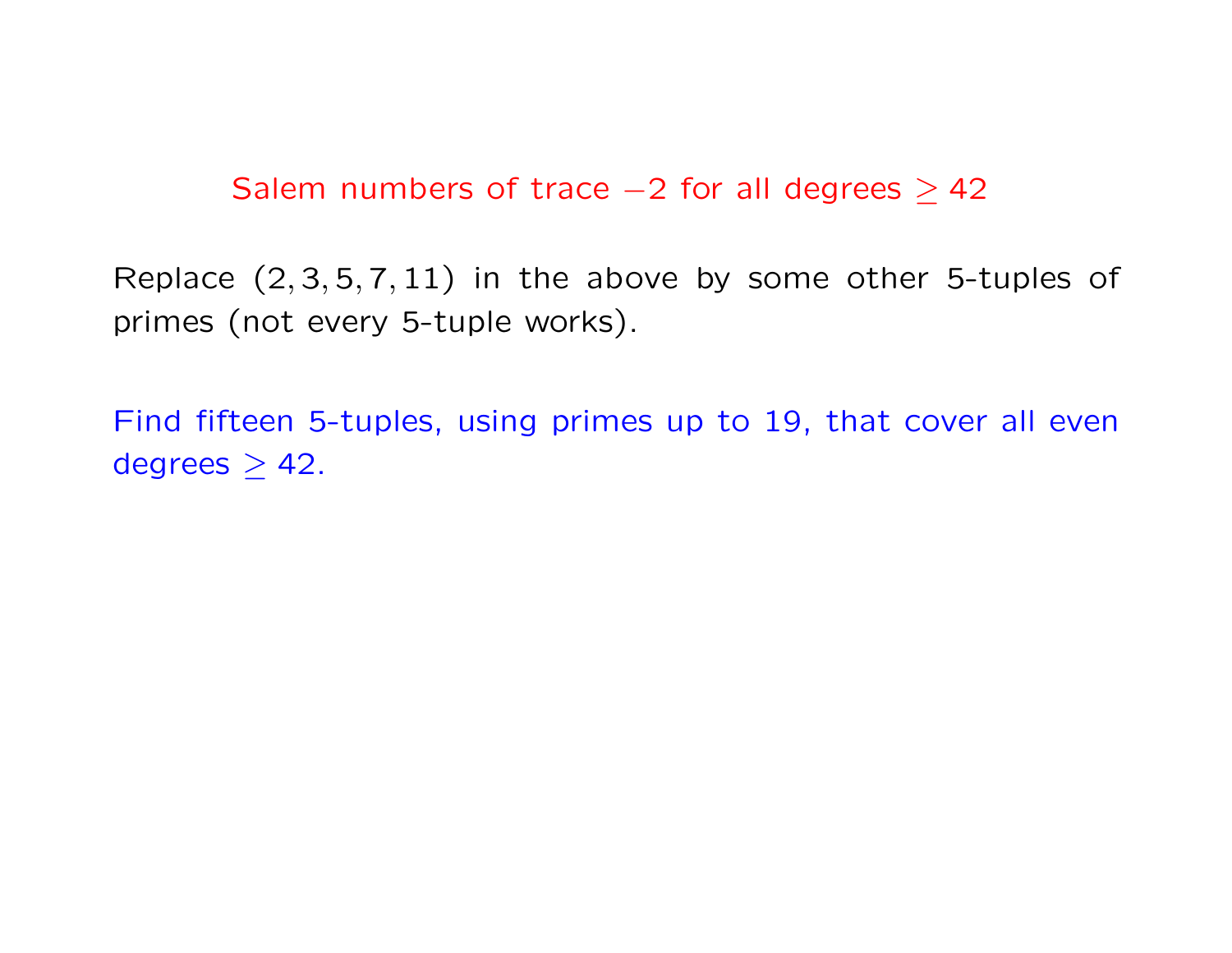## Salem numbers of trace $-2$ for all degrees $\geq 42$

Replace $(2, 3, 5, 7, 11)$ in the above by some other 5-tuples of primes (not every 5-tuple works).

Find fifteen 5-tuples, using primes up to 19, that cover all even degrees $\geq 42$.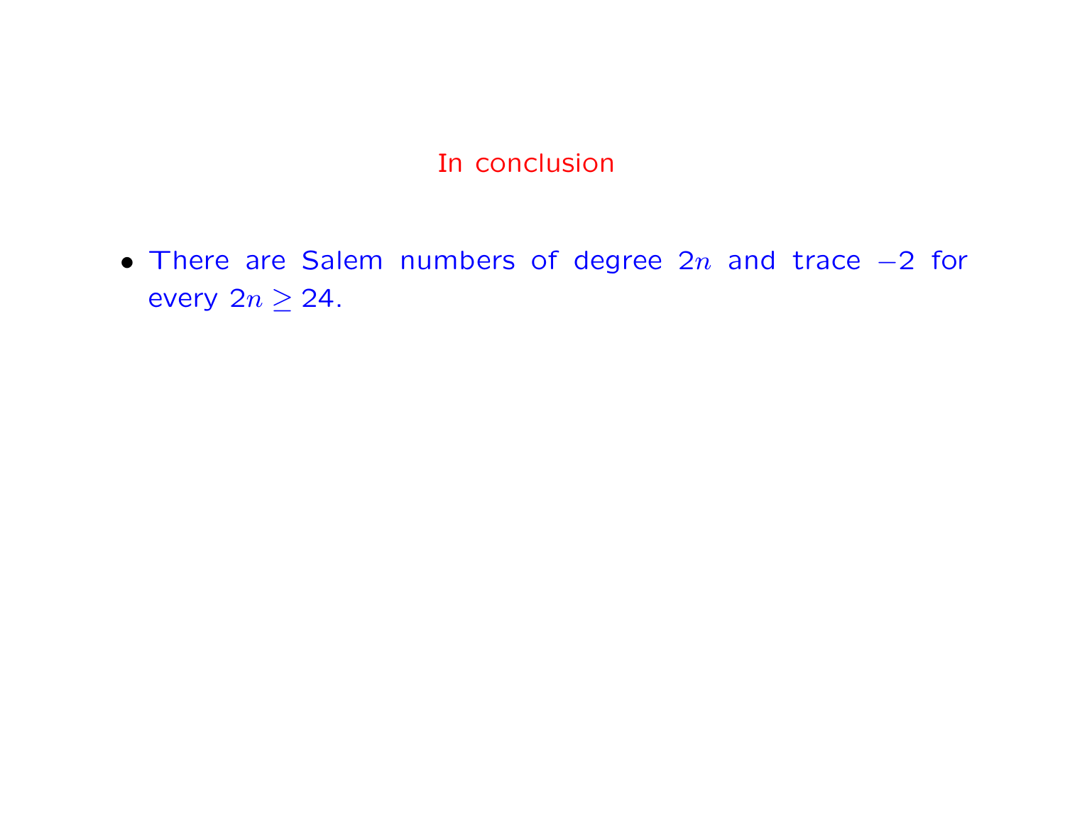# In conclusion

- There are Salem numbers of degree $2n$ and trace $-2$ for every $2n \geq 24$.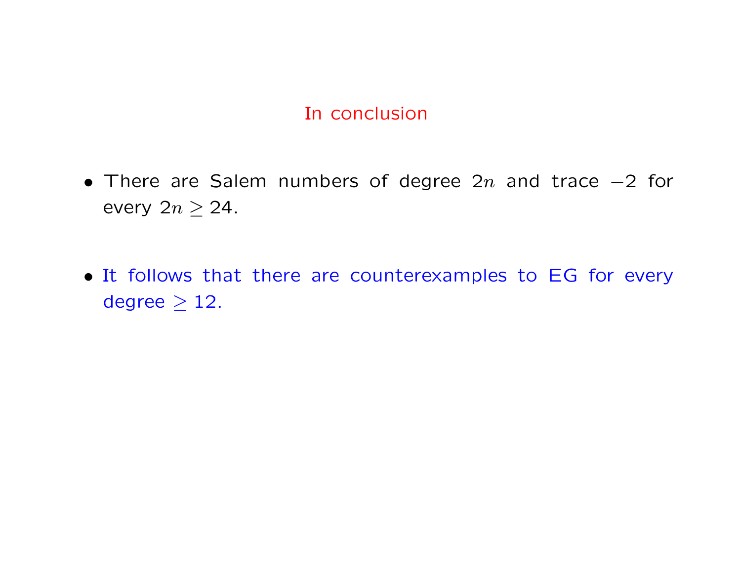## In conclusion

- There are Salem numbers of degree $2n$ and trace $-2$ for every $2n \geq 24$.

- It follows that there are counterexamples to EG for every degree $\geq 12$.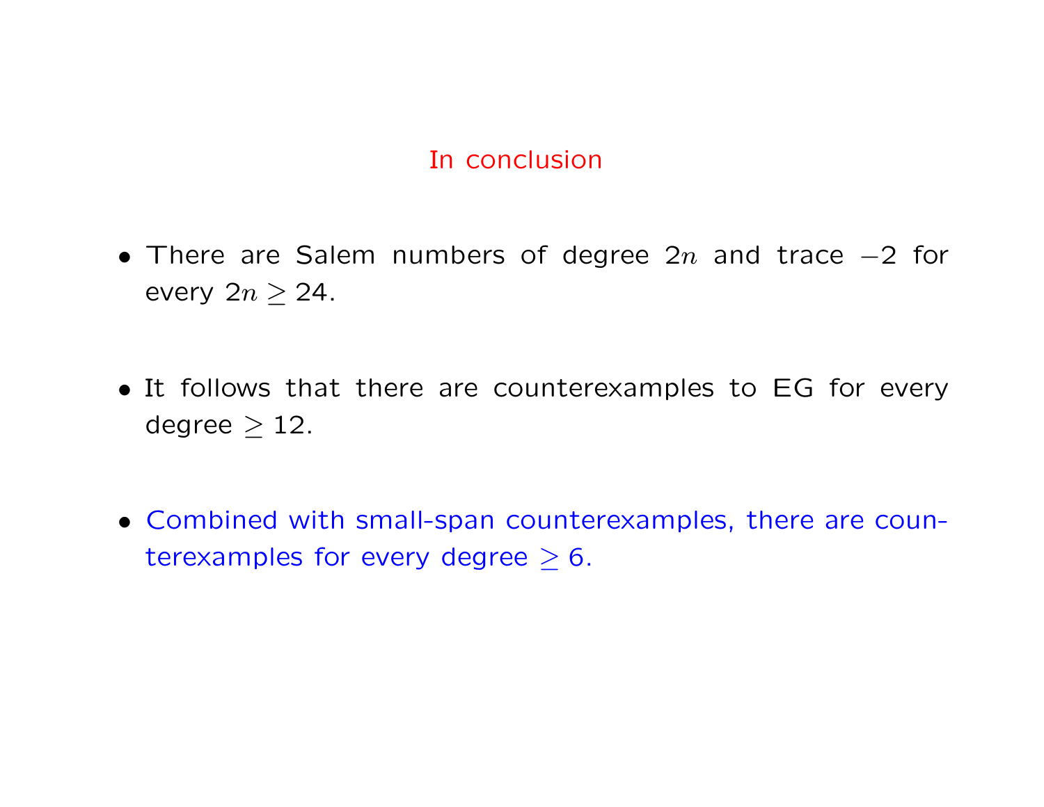## In conclusion

- There are Salem numbers of degree $2n$ and trace $-2$ for every $2n \geq 24$.

- It follows that there are counterexamples to EG for every degree $\geq 12$.

- Combined with small-span counterexamples, there are counterexamples for every degree $\geq 6$.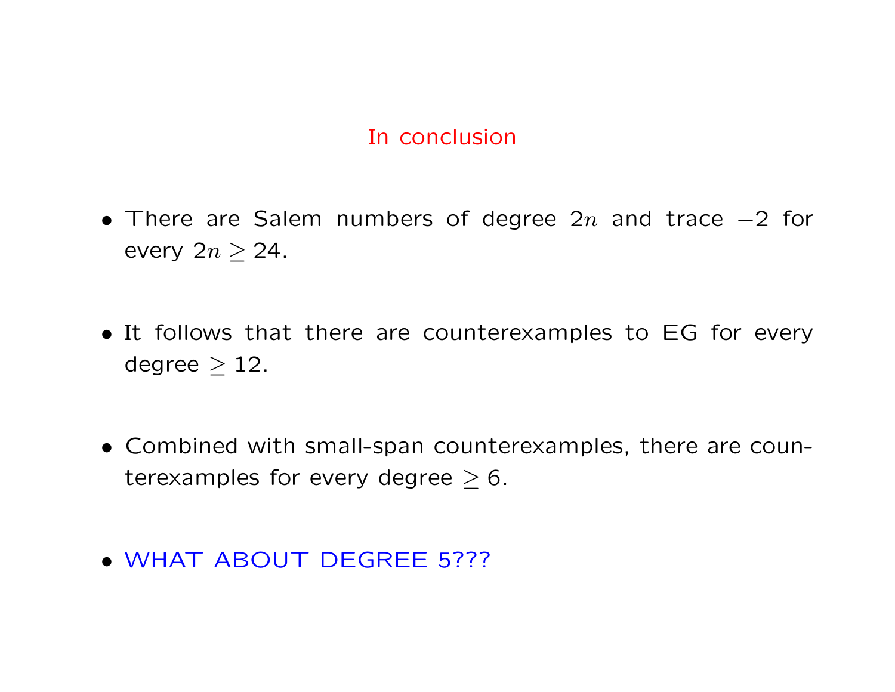## In conclusion

- There are Salem numbers of degree $2n$ and trace $-2$ for every $2n \geq 24$.

- It follows that there are counterexamples to EG for every degree $\geq 12$.

- Combined with small-span counterexamples, there are counterexamples for every degree $\geq 6$.

- WHAT ABOUT DEGREE 5???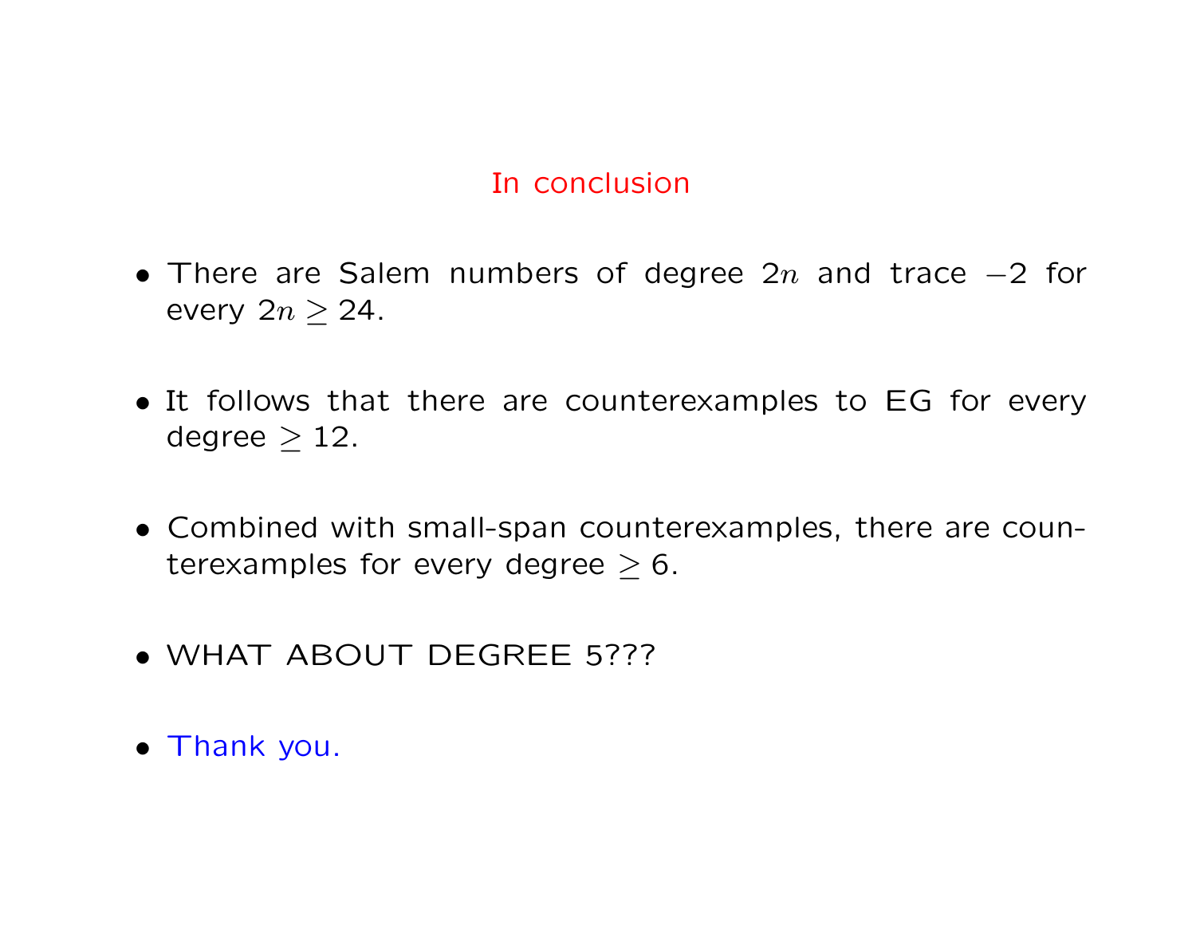## In conclusion

- There are Salem numbers of degree $2n$ and trace $-2$ for every $2n \geq 24$.

- It follows that there are counterexamples to EG for every degree $\geq 12$.

- Combined with small-span counterexamples, there are counterexamples for every degree $\geq 6$.

- WHAT ABOUT DEGREE 5???

- Thank you.